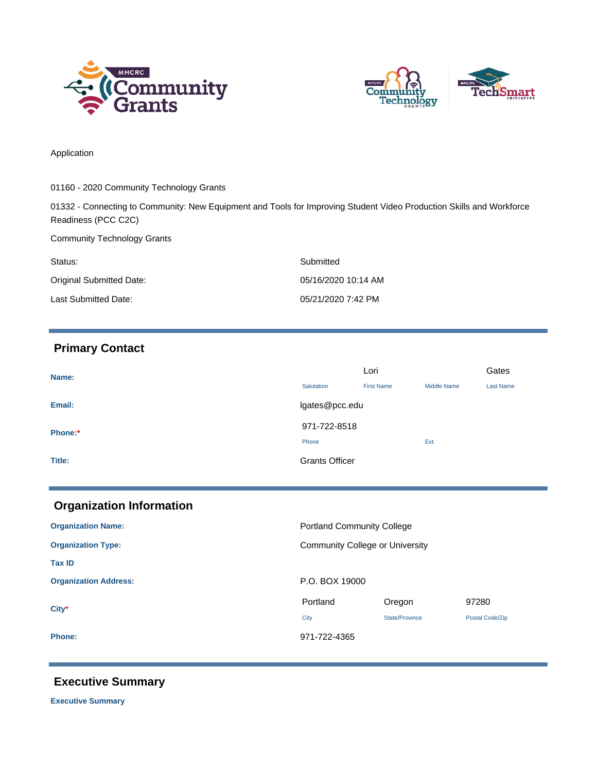Application

01160 - 2020 Community Technology Grants

01332 - Connecting to Community: New Equipment and Tools for Improving Student Video Production Skills and Workforce Readiness (PCC C2C)

Community Technology Grants

| | |
|---|---|
| Status: | Submitted |
| Original Submitted Date: | 05/16/2020 10:14 AM |
| Last Submitted Date: | 05/21/2020 7:42 PM |

## Primary Contact

**Name:**

| Salutation | First Name | Middle Name | Last Name |
|---|---|---|---|
| | Lori | | Gates |

**Email:** lgates@pcc.edu

**Phone:***

| Phone | Ext. |
|---|---|
| 971-722-8518 | |

**Title:** Grants Officer

## Organization Information

**Organization Name:** Portland Community College

**Organization Type:** Community College or University

**Tax ID**

**Organization Address:** P.O. BOX 19000

**City***

| City | State/Province | Postal Code/Zip |
|---|---|---|
| Portland | Oregon | 97280 |

**Phone:** 971-722-4365

## Executive Summary

**Executive Summary**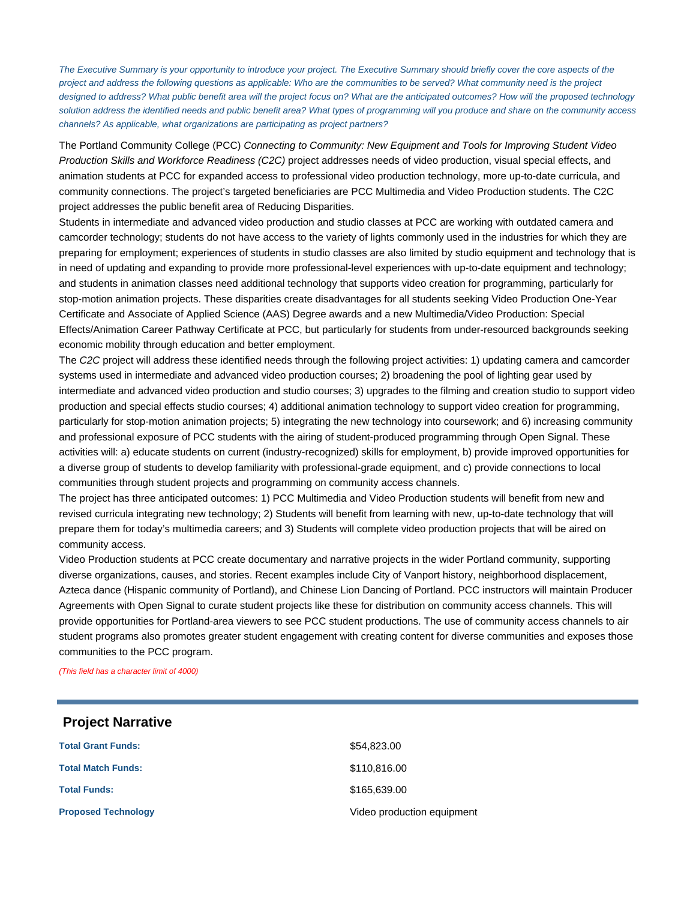*The Executive Summary is your opportunity to introduce your project. The Executive Summary should briefly cover the core aspects of the project and address the following questions as applicable: Who are the communities to be served? What community need is the project designed to address? What public benefit area will the project focus on? What are the anticipated outcomes? How will the proposed technology solution address the identified needs and public benefit area? What types of programming will you produce and share on the community access channels? As applicable, what organizations are participating as project partners?*

The Portland Community College (PCC) *Connecting to Community: New Equipment and Tools for Improving Student Video Production Skills and Workforce Readiness (C2C)* project addresses needs of video production, visual special effects, and animation students at PCC for expanded access to professional video production technology, more up-to-date curricula, and community connections. The project's targeted beneficiaries are PCC Multimedia and Video Production students. The C2C project addresses the public benefit area of Reducing Disparities.

Students in intermediate and advanced video production and studio classes at PCC are working with outdated camera and camcorder technology; students do not have access to the variety of lights commonly used in the industries for which they are preparing for employment; experiences of students in studio classes are also limited by studio equipment and technology that is in need of updating and expanding to provide more professional-level experiences with up-to-date equipment and technology; and students in animation classes need additional technology that supports video creation for programming, particularly for stop-motion animation projects. These disparities create disadvantages for all students seeking Video Production One-Year Certificate and Associate of Applied Science (AAS) Degree awards and a new Multimedia/Video Production: Special Effects/Animation Career Pathway Certificate at PCC, but particularly for students from under-resourced backgrounds seeking economic mobility through education and better employment.

The *C2C* project will address these identified needs through the following project activities: 1) updating camera and camcorder systems used in intermediate and advanced video production courses; 2) broadening the pool of lighting gear used by intermediate and advanced video production and studio courses; 3) upgrades to the filming and creation studio to support video production and special effects studio courses; 4) additional animation technology to support video creation for programming, particularly for stop-motion animation projects; 5) integrating the new technology into coursework; and 6) increasing community and professional exposure of PCC students with the airing of student-produced programming through Open Signal. These activities will: a) educate students on current (industry-recognized) skills for employment, b) provide improved opportunities for a diverse group of students to develop familiarity with professional-grade equipment, and c) provide connections to local communities through student projects and programming on community access channels.

The project has three anticipated outcomes: 1) PCC Multimedia and Video Production students will benefit from new and revised curricula integrating new technology; 2) Students will benefit from learning with new, up-to-date technology that will prepare them for today's multimedia careers; and 3) Students will complete video production projects that will be aired on community access.

Video Production students at PCC create documentary and narrative projects in the wider Portland community, supporting diverse organizations, causes, and stories. Recent examples include City of Vanport history, neighborhood displacement, Azteca dance (Hispanic community of Portland), and Chinese Lion Dancing of Portland. PCC instructors will maintain Producer Agreements with Open Signal to curate student projects like these for distribution on community access channels. This will provide opportunities for Portland-area viewers to see PCC student productions. The use of community access channels to air student programs also promotes greater student engagement with creating content for diverse communities and exposes those communities to the PCC program.

*(This field has a character limit of 4000)*

## Project Narrative

| | |
|---|---|
| **Total Grant Funds:** | $54,823.00 |
| **Total Match Funds:** | $110,816.00 |
| **Total Funds:** | $165,639.00 |
| **Proposed Technology** | Video production equipment |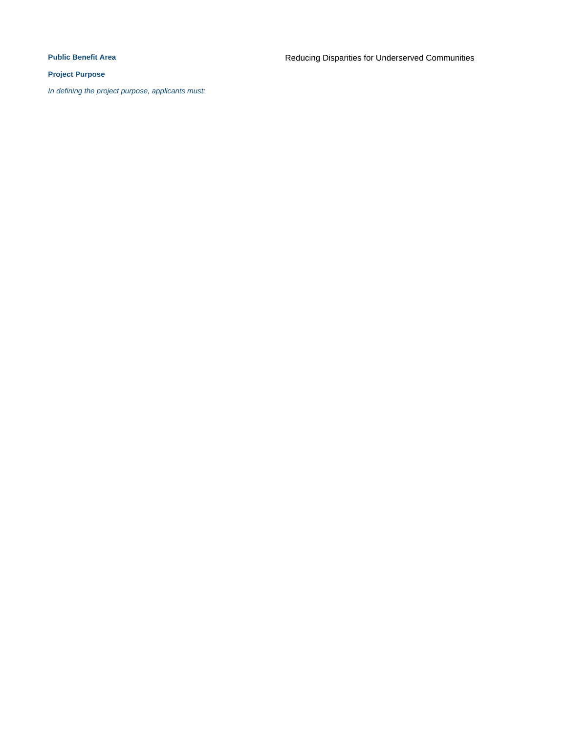**Public Benefit Area** Reducing Disparities for Underserved Communities

**Project Purpose**

*In defining the project purpose, applicants must:*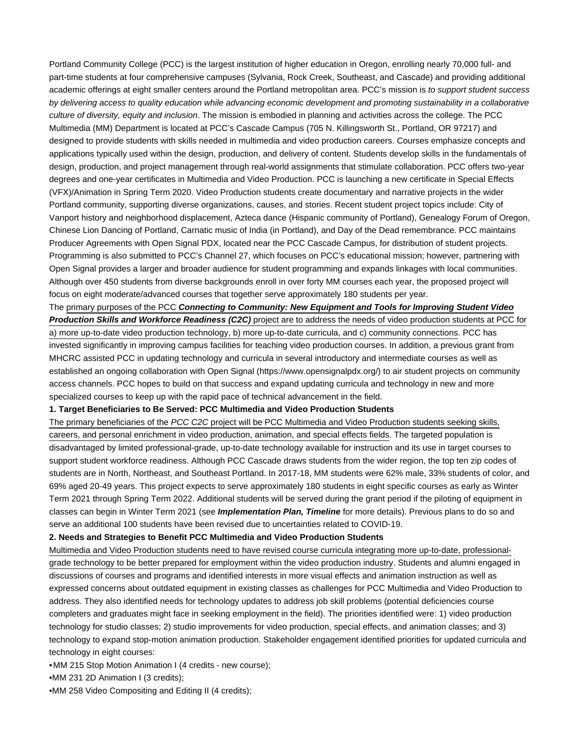Portland Community College (PCC) is the largest institution of higher education in Oregon, enrolling nearly 70,000 full- and part-time students at four comprehensive campuses (Sylvania, Rock Creek, Southeast, and Cascade) and providing additional academic offerings at eight smaller centers around the Portland metropolitan area. PCC's mission is *to support student success by delivering access to quality education while advancing economic development and promoting sustainability in a collaborative culture of diversity, equity and inclusion*. The mission is embodied in planning and activities across the college. The PCC Multimedia (MM) Department is located at PCC's Cascade Campus (705 N. Killingsworth St., Portland, OR 97217) and designed to provide students with skills needed in multimedia and video production careers. Courses emphasize concepts and applications typically used within the design, production, and delivery of content. Students develop skills in the fundamentals of design, production, and project management through real-world assignments that stimulate collaboration. PCC offers two-year degrees and one-year certificates in Multimedia and Video Production. PCC is launching a new certificate in Special Effects (VFX)/Animation in Spring Term 2020. Video Production students create documentary and narrative projects in the wider Portland community, supporting diverse organizations, causes, and stories. Recent student project topics include: City of Vanport history and neighborhood displacement, Azteca dance (Hispanic community of Portland), Genealogy Forum of Oregon, Chinese Lion Dancing of Portland, Carnatic music of India (in Portland), and Day of the Dead remembrance. PCC maintains Producer Agreements with Open Signal PDX, located near the PCC Cascade Campus, for distribution of student projects. Programming is also submitted to PCC's Channel 27, which focuses on PCC's educational mission; however, partnering with Open Signal provides a larger and broader audience for student programming and expands linkages with local communities. Although over 450 students from diverse backgrounds enroll in over forty MM courses each year, the proposed project will focus on eight moderate/advanced courses that together serve approximately 180 students per year.

The primary purposes of the PCC ***Connecting to Community: New Equipment and Tools for Improving Student Video Production Skills and Workforce Readiness (C2C)*** project are to address the needs of video production students at PCC for a) more up-to-date video production technology, b) more up-to-date curricula, and c) community connections. PCC has invested significantly in improving campus facilities for teaching video production courses. In addition, a previous grant from MHCRC assisted PCC in updating technology and curricula in several introductory and intermediate courses as well as established an ongoing collaboration with Open Signal (https://www.opensignalpdx.org/) to air student projects on community access channels. PCC hopes to build on that success and expand updating curricula and technology in new and more specialized courses to keep up with the rapid pace of technical advancement in the field.

**1. Target Beneficiaries to Be Served: PCC Multimedia and Video Production Students**

The primary beneficiaries of the *PCC C2C* project will be PCC Multimedia and Video Production students seeking skills, careers, and personal enrichment in video production, animation, and special effects fields. The targeted population is disadvantaged by limited professional-grade, up-to-date technology available for instruction and its use in target courses to support student workforce readiness. Although PCC Cascade draws students from the wider region, the top ten zip codes of students are in North, Northeast, and Southeast Portland. In 2017-18, MM students were 62% male, 33% students of color, and 69% aged 20-49 years. This project expects to serve approximately 180 students in eight specific courses as early as Winter Term 2021 through Spring Term 2022. Additional students will be served during the grant period if the piloting of equipment in classes can begin in Winter Term 2021 (see ***Implementation Plan, Timeline*** for more details). Previous plans to do so and serve an additional 100 students have been revised due to uncertainties related to COVID-19.

**2. Needs and Strategies to Benefit PCC Multimedia and Video Production Students**

Multimedia and Video Production students need to have revised course curricula integrating more up-to-date, professional-grade technology to be better prepared for employment within the video production industry. Students and alumni engaged in discussions of courses and programs and identified interests in more visual effects and animation instruction as well as expressed concerns about outdated equipment in existing classes as challenges for PCC Multimedia and Video Production to address. They also identified needs for technology updates to address job skill problems (potential deficiencies course completers and graduates might face in seeking employment in the field). The priorities identified were: 1) video production technology for studio classes; 2) studio improvements for video production, special effects, and animation classes; and 3) technology to expand stop-motion animation production. Stakeholder engagement identified priorities for updated curricula and technology in eight courses:

- MM 215 Stop Motion Animation I (4 credits - new course);
- MM 231 2D Animation I (3 credits);
- MM 258 Video Compositing and Editing II (4 credits);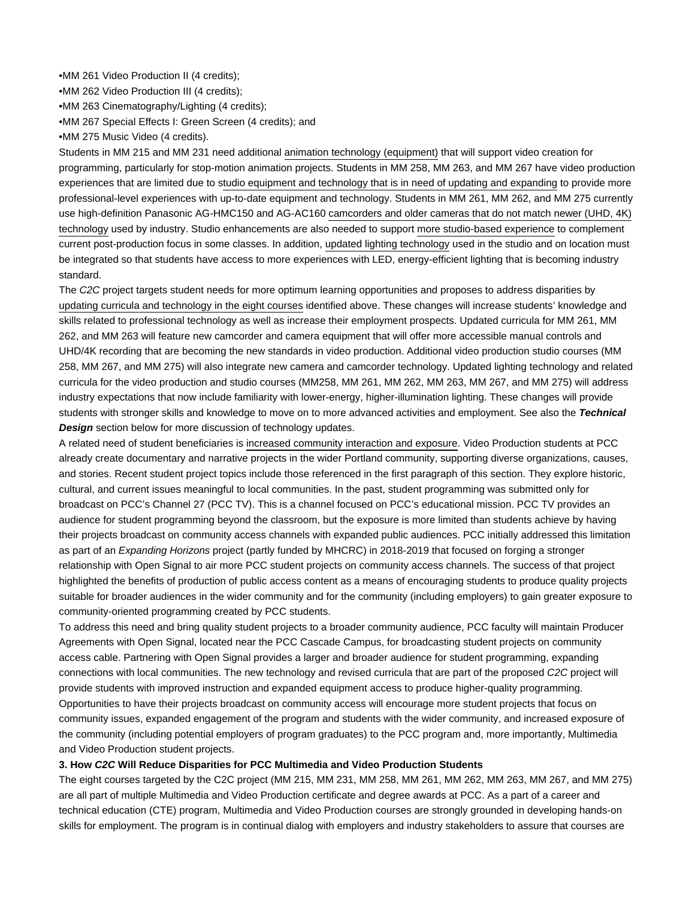•MM 261 Video Production II (4 credits);
•MM 262 Video Production III (4 credits);
•MM 263 Cinematography/Lighting (4 credits);
•MM 267 Special Effects I: Green Screen (4 credits); and
•MM 275 Music Video (4 credits).

Students in MM 215 and MM 231 need additional animation technology (equipment) that will support video creation for programming, particularly for stop-motion animation projects. Students in MM 258, MM 263, and MM 267 have video production experiences that are limited due to studio equipment and technology that is in need of updating and expanding to provide more professional-level experiences with up-to-date equipment and technology. Students in MM 261, MM 262, and MM 275 currently use high-definition Panasonic AG-HMC150 and AG-AC160 camcorders and older cameras that do not match newer (UHD, 4K) technology used by industry. Studio enhancements are also needed to support more studio-based experience to complement current post-production focus in some classes. In addition, updated lighting technology used in the studio and on location must be integrated so that students have access to more experiences with LED, energy-efficient lighting that is becoming industry standard.

The *C2C* project targets student needs for more optimum learning opportunities and proposes to address disparities by updating curricula and technology in the eight courses identified above. These changes will increase students' knowledge and skills related to professional technology as well as increase their employment prospects. Updated curricula for MM 261, MM 262, and MM 263 will feature new camcorder and camera equipment that will offer more accessible manual controls and UHD/4K recording that are becoming the new standards in video production. Additional video production studio courses (MM 258, MM 267, and MM 275) will also integrate new camera and camcorder technology. Updated lighting technology and related curricula for the video production and studio courses (MM258, MM 261, MM 262, MM 263, MM 267, and MM 275) will address industry expectations that now include familiarity with lower-energy, higher-illumination lighting. These changes will provide students with stronger skills and knowledge to move on to more advanced activities and employment. See also the ***Technical Design*** section below for more discussion of technology updates.

A related need of student beneficiaries is increased community interaction and exposure. Video Production students at PCC already create documentary and narrative projects in the wider Portland community, supporting diverse organizations, causes, and stories. Recent student project topics include those referenced in the first paragraph of this section. They explore historic, cultural, and current issues meaningful to local communities. In the past, student programming was submitted only for broadcast on PCC's Channel 27 (PCC TV). This is a channel focused on PCC's educational mission. PCC TV provides an audience for student programming beyond the classroom, but the exposure is more limited than students achieve by having their projects broadcast on community access channels with expanded public audiences. PCC initially addressed this limitation as part of an *Expanding Horizons* project (partly funded by MHCRC) in 2018-2019 that focused on forging a stronger relationship with Open Signal to air more PCC student projects on community access channels. The success of that project highlighted the benefits of production of public access content as a means of encouraging students to produce quality projects suitable for broader audiences in the wider community and for the community (including employers) to gain greater exposure to community-oriented programming created by PCC students.

To address this need and bring quality student projects to a broader community audience, PCC faculty will maintain Producer Agreements with Open Signal, located near the PCC Cascade Campus, for broadcasting student projects on community access cable. Partnering with Open Signal provides a larger and broader audience for student programming, expanding connections with local communities. The new technology and revised curricula that are part of the proposed *C2C* project will provide students with improved instruction and expanded equipment access to produce higher-quality programming. Opportunities to have their projects broadcast on community access will encourage more student projects that focus on community issues, expanded engagement of the program and students with the wider community, and increased exposure of the community (including potential employers of program graduates) to the PCC program and, more importantly, Multimedia and Video Production student projects.

### 3. How *C2C* Will Reduce Disparities for PCC Multimedia and Video Production Students

The eight courses targeted by the C2C project (MM 215, MM 231, MM 258, MM 261, MM 262, MM 263, MM 267, and MM 275) are all part of multiple Multimedia and Video Production certificate and degree awards at PCC. As a part of a career and technical education (CTE) program, Multimedia and Video Production courses are strongly grounded in developing hands-on skills for employment. The program is in continual dialog with employers and industry stakeholders to assure that courses are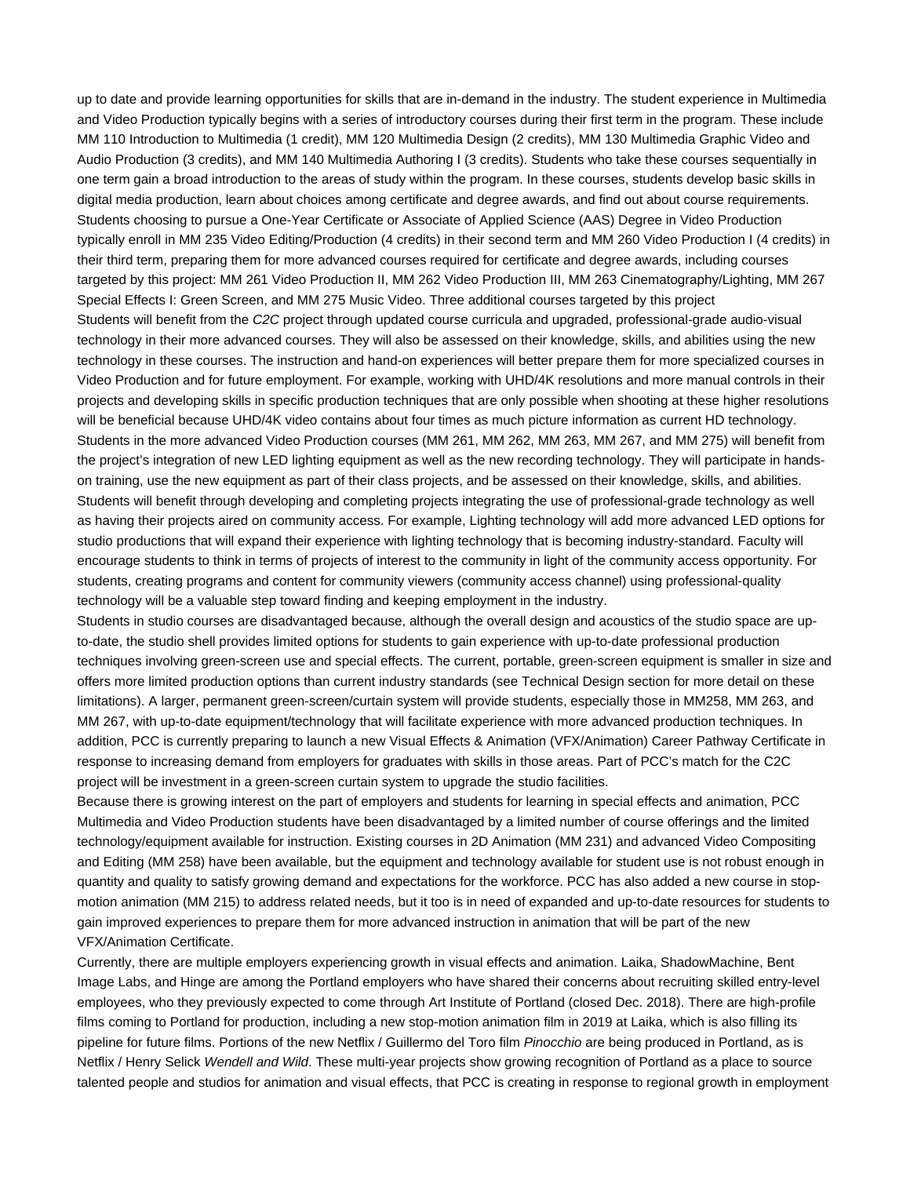up to date and provide learning opportunities for skills that are in-demand in the industry. The student experience in Multimedia and Video Production typically begins with a series of introductory courses during their first term in the program. These include MM 110 Introduction to Multimedia (1 credit), MM 120 Multimedia Design (2 credits), MM 130 Multimedia Graphic Video and Audio Production (3 credits), and MM 140 Multimedia Authoring I (3 credits). Students who take these courses sequentially in one term gain a broad introduction to the areas of study within the program. In these courses, students develop basic skills in digital media production, learn about choices among certificate and degree awards, and find out about course requirements. Students choosing to pursue a One-Year Certificate or Associate of Applied Science (AAS) Degree in Video Production typically enroll in MM 235 Video Editing/Production (4 credits) in their second term and MM 260 Video Production I (4 credits) in their third term, preparing them for more advanced courses required for certificate and degree awards, including courses targeted by this project: MM 261 Video Production II, MM 262 Video Production III, MM 263 Cinematography/Lighting, MM 267 Special Effects I: Green Screen, and MM 275 Music Video. Three additional courses targeted by this project

Students will benefit from the *C2C* project through updated course curricula and upgraded, professional-grade audio-visual technology in their more advanced courses. They will also be assessed on their knowledge, skills, and abilities using the new technology in these courses. The instruction and hand-on experiences will better prepare them for more specialized courses in Video Production and for future employment. For example, working with UHD/4K resolutions and more manual controls in their projects and developing skills in specific production techniques that are only possible when shooting at these higher resolutions will be beneficial because UHD/4K video contains about four times as much picture information as current HD technology.

Students in the more advanced Video Production courses (MM 261, MM 262, MM 263, MM 267, and MM 275) will benefit from the project's integration of new LED lighting equipment as well as the new recording technology. They will participate in hands-on training, use the new equipment as part of their class projects, and be assessed on their knowledge, skills, and abilities.

Students will benefit through developing and completing projects integrating the use of professional-grade technology as well as having their projects aired on community access. For example, Lighting technology will add more advanced LED options for studio productions that will expand their experience with lighting technology that is becoming industry-standard. Faculty will encourage students to think in terms of projects of interest to the community in light of the community access opportunity. For students, creating programs and content for community viewers (community access channel) using professional-quality technology will be a valuable step toward finding and keeping employment in the industry.

Students in studio courses are disadvantaged because, although the overall design and acoustics of the studio space are up-to-date, the studio shell provides limited options for students to gain experience with up-to-date professional production techniques involving green-screen use and special effects. The current, portable, green-screen equipment is smaller in size and offers more limited production options than current industry standards (see Technical Design section for more detail on these limitations). A larger, permanent green-screen/curtain system will provide students, especially those in MM258, MM 263, and MM 267, with up-to-date equipment/technology that will facilitate experience with more advanced production techniques. In addition, PCC is currently preparing to launch a new Visual Effects & Animation (VFX/Animation) Career Pathway Certificate in response to increasing demand from employers for graduates with skills in those areas. Part of PCC's match for the C2C project will be investment in a green-screen curtain system to upgrade the studio facilities.

Because there is growing interest on the part of employers and students for learning in special effects and animation, PCC Multimedia and Video Production students have been disadvantaged by a limited number of course offerings and the limited technology/equipment available for instruction. Existing courses in 2D Animation (MM 231) and advanced Video Compositing and Editing (MM 258) have been available, but the equipment and technology available for student use is not robust enough in quantity and quality to satisfy growing demand and expectations for the workforce. PCC has also added a new course in stop-motion animation (MM 215) to address related needs, but it too is in need of expanded and up-to-date resources for students to gain improved experiences to prepare them for more advanced instruction in animation that will be part of the new VFX/Animation Certificate.

Currently, there are multiple employers experiencing growth in visual effects and animation. Laika, ShadowMachine, Bent Image Labs, and Hinge are among the Portland employers who have shared their concerns about recruiting skilled entry-level employees, who they previously expected to come through Art Institute of Portland (closed Dec. 2018). There are high-profile films coming to Portland for production, including a new stop-motion animation film in 2019 at Laika, which is also filling its pipeline for future films. Portions of the new Netflix / Guillermo del Toro film *Pinocchio* are being produced in Portland, as is Netflix / Henry Selick *Wendell and Wild*. These multi-year projects show growing recognition of Portland as a place to source talented people and studios for animation and visual effects, that PCC is creating in response to regional growth in employment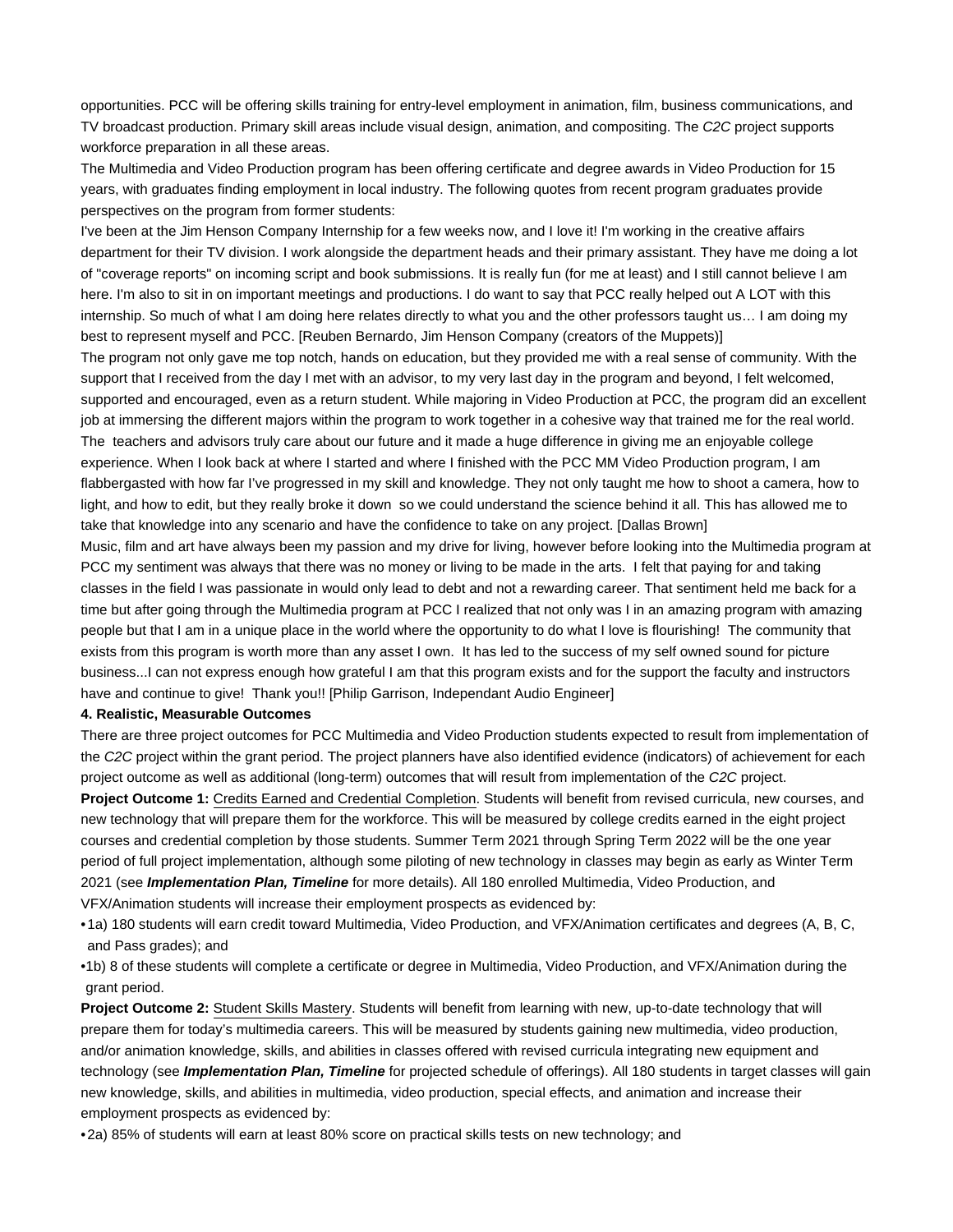opportunities. PCC will be offering skills training for entry-level employment in animation, film, business communications, and TV broadcast production. Primary skill areas include visual design, animation, and compositing. The *C2C* project supports workforce preparation in all these areas.

The Multimedia and Video Production program has been offering certificate and degree awards in Video Production for 15 years, with graduates finding employment in local industry. The following quotes from recent program graduates provide perspectives on the program from former students:

I've been at the Jim Henson Company Internship for a few weeks now, and I love it! I'm working in the creative affairs department for their TV division. I work alongside the department heads and their primary assistant. They have me doing a lot of "coverage reports" on incoming script and book submissions. It is really fun (for me at least) and I still cannot believe I am here. I'm also to sit in on important meetings and productions. I do want to say that PCC really helped out A LOT with this internship. So much of what I am doing here relates directly to what you and the other professors taught us… I am doing my best to represent myself and PCC. [Reuben Bernardo, Jim Henson Company (creators of the Muppets)]

The program not only gave me top notch, hands on education, but they provided me with a real sense of community. With the support that I received from the day I met with an advisor, to my very last day in the program and beyond, I felt welcomed, supported and encouraged, even as a return student. While majoring in Video Production at PCC, the program did an excellent job at immersing the different majors within the program to work together in a cohesive way that trained me for the real world. The teachers and advisors truly care about our future and it made a huge difference in giving me an enjoyable college experience. When I look back at where I started and where I finished with the PCC MM Video Production program, I am flabbergasted with how far I've progressed in my skill and knowledge. They not only taught me how to shoot a camera, how to light, and how to edit, but they really broke it down so we could understand the science behind it all. This has allowed me to take that knowledge into any scenario and have the confidence to take on any project. [Dallas Brown]

Music, film and art have always been my passion and my drive for living, however before looking into the Multimedia program at PCC my sentiment was always that there was no money or living to be made in the arts. I felt that paying for and taking classes in the field I was passionate in would only lead to debt and not a rewarding career. That sentiment held me back for a time but after going through the Multimedia program at PCC I realized that not only was I in an amazing program with amazing people but that I am in a unique place in the world where the opportunity to do what I love is flourishing! The community that exists from this program is worth more than any asset I own. It has led to the success of my self owned sound for picture business...I can not express enough how grateful I am that this program exists and for the support the faculty and instructors have and continue to give! Thank you!! [Philip Garrison, Independant Audio Engineer]

**4. Realistic, Measurable Outcomes**

There are three project outcomes for PCC Multimedia and Video Production students expected to result from implementation of the *C2C* project within the grant period. The project planners have also identified evidence (indicators) of achievement for each project outcome as well as additional (long-term) outcomes that will result from implementation of the *C2C* project.

**Project Outcome 1:** Credits Earned and Credential Completion. Students will benefit from revised curricula, new courses, and new technology that will prepare them for the workforce. This will be measured by college credits earned in the eight project courses and credential completion by those students. Summer Term 2021 through Spring Term 2022 will be the one year period of full project implementation, although some piloting of new technology in classes may begin as early as Winter Term 2021 (see ***Implementation Plan, Timeline*** for more details). All 180 enrolled Multimedia, Video Production, and VFX/Animation students will increase their employment prospects as evidenced by:

- 1a) 180 students will earn credit toward Multimedia, Video Production, and VFX/Animation certificates and degrees (A, B, C, and Pass grades); and
- 1b) 8 of these students will complete a certificate or degree in Multimedia, Video Production, and VFX/Animation during the grant period.

**Project Outcome 2:** Student Skills Mastery. Students will benefit from learning with new, up-to-date technology that will prepare them for today's multimedia careers. This will be measured by students gaining new multimedia, video production, and/or animation knowledge, skills, and abilities in classes offered with revised curricula integrating new equipment and technology (see ***Implementation Plan, Timeline*** for projected schedule of offerings). All 180 students in target classes will gain new knowledge, skills, and abilities in multimedia, video production, special effects, and animation and increase their employment prospects as evidenced by:

- 2a) 85% of students will earn at least 80% score on practical skills tests on new technology; and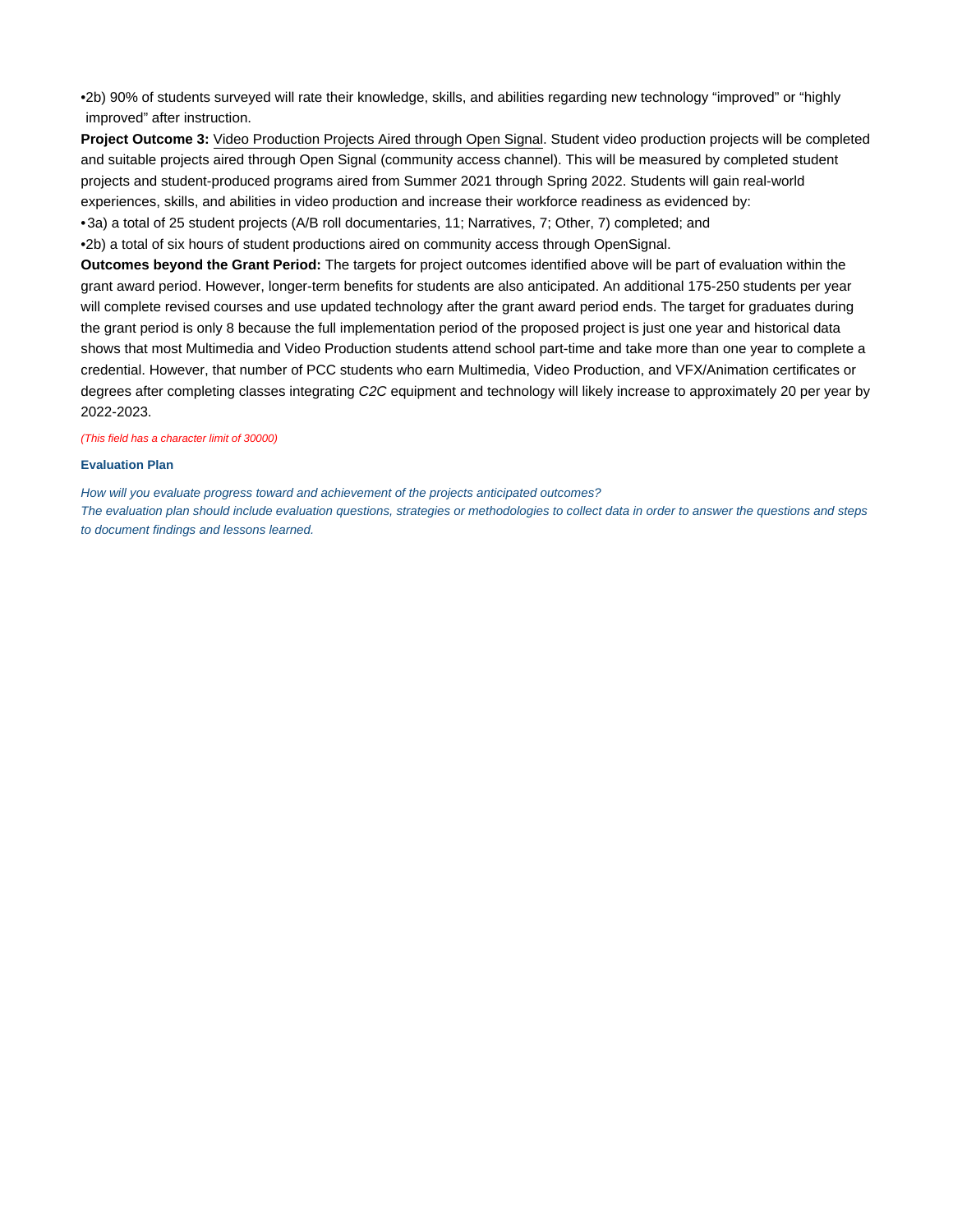•2b) 90% of students surveyed will rate their knowledge, skills, and abilities regarding new technology "improved" or "highly improved" after instruction.

**Project Outcome 3:** Video Production Projects Aired through Open Signal. Student video production projects will be completed and suitable projects aired through Open Signal (community access channel). This will be measured by completed student projects and student-produced programs aired from Summer 2021 through Spring 2022. Students will gain real-world experiences, skills, and abilities in video production and increase their workforce readiness as evidenced by:

• 3a) a total of 25 student projects (A/B roll documentaries, 11; Narratives, 7; Other, 7) completed; and

•2b) a total of six hours of student productions aired on community access through OpenSignal.

**Outcomes beyond the Grant Period:** The targets for project outcomes identified above will be part of evaluation within the grant award period. However, longer-term benefits for students are also anticipated. An additional 175-250 students per year will complete revised courses and use updated technology after the grant award period ends. The target for graduates during the grant period is only 8 because the full implementation period of the proposed project is just one year and historical data shows that most Multimedia and Video Production students attend school part-time and take more than one year to complete a credential. However, that number of PCC students who earn Multimedia, Video Production, and VFX/Animation certificates or degrees after completing classes integrating *C2C* equipment and technology will likely increase to approximately 20 per year by 2022-2023.

*(This field has a character limit of 30000)*

**Evaluation Plan**

*How will you evaluate progress toward and achievement of the projects anticipated outcomes?*
*The evaluation plan should include evaluation questions, strategies or methodologies to collect data in order to answer the questions and steps to document findings and lessons learned.*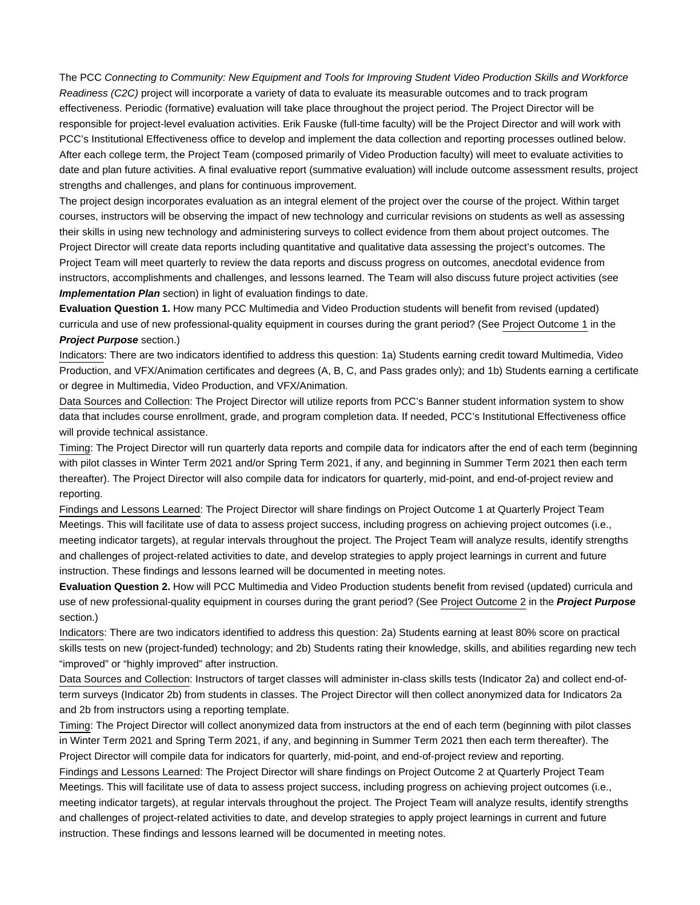The PCC *Connecting to Community: New Equipment and Tools for Improving Student Video Production Skills and Workforce Readiness (C2C)* project will incorporate a variety of data to evaluate its measurable outcomes and to track program effectiveness. Periodic (formative) evaluation will take place throughout the project period. The Project Director will be responsible for project-level evaluation activities. Erik Fauske (full-time faculty) will be the Project Director and will work with PCC's Institutional Effectiveness office to develop and implement the data collection and reporting processes outlined below. After each college term, the Project Team (composed primarily of Video Production faculty) will meet to evaluate activities to date and plan future activities. A final evaluative report (summative evaluation) will include outcome assessment results, project strengths and challenges, and plans for continuous improvement.

The project design incorporates evaluation as an integral element of the project over the course of the project. Within target courses, instructors will be observing the impact of new technology and curricular revisions on students as well as assessing their skills in using new technology and administering surveys to collect evidence from them about project outcomes. The Project Director will create data reports including quantitative and qualitative data assessing the project's outcomes. The Project Team will meet quarterly to review the data reports and discuss progress on outcomes, anecdotal evidence from instructors, accomplishments and challenges, and lessons learned. The Team will also discuss future project activities (see ***Implementation Plan*** section) in light of evaluation findings to date.

**Evaluation Question 1.** How many PCC Multimedia and Video Production students will benefit from revised (updated) curricula and use of new professional-quality equipment in courses during the grant period? (See Project Outcome 1 in the ***Project Purpose*** section.)

Indicators: There are two indicators identified to address this question: 1a) Students earning credit toward Multimedia, Video Production, and VFX/Animation certificates and degrees (A, B, C, and Pass grades only); and 1b) Students earning a certificate or degree in Multimedia, Video Production, and VFX/Animation.

Data Sources and Collection: The Project Director will utilize reports from PCC's Banner student information system to show data that includes course enrollment, grade, and program completion data. If needed, PCC's Institutional Effectiveness office will provide technical assistance.

Timing: The Project Director will run quarterly data reports and compile data for indicators after the end of each term (beginning with pilot classes in Winter Term 2021 and/or Spring Term 2021, if any, and beginning in Summer Term 2021 then each term thereafter). The Project Director will also compile data for indicators for quarterly, mid-point, and end-of-project review and reporting.

Findings and Lessons Learned: The Project Director will share findings on Project Outcome 1 at Quarterly Project Team Meetings. This will facilitate use of data to assess project success, including progress on achieving project outcomes (i.e., meeting indicator targets), at regular intervals throughout the project. The Project Team will analyze results, identify strengths and challenges of project-related activities to date, and develop strategies to apply project learnings in current and future instruction. These findings and lessons learned will be documented in meeting notes.

**Evaluation Question 2.** How will PCC Multimedia and Video Production students benefit from revised (updated) curricula and use of new professional-quality equipment in courses during the grant period? (See Project Outcome 2 in the ***Project Purpose*** section.)

Indicators: There are two indicators identified to address this question: 2a) Students earning at least 80% score on practical skills tests on new (project-funded) technology; and 2b) Students rating their knowledge, skills, and abilities regarding new tech "improved" or "highly improved" after instruction.

Data Sources and Collection: Instructors of target classes will administer in-class skills tests (Indicator 2a) and collect end-of-term surveys (Indicator 2b) from students in classes. The Project Director will then collect anonymized data for Indicators 2a and 2b from instructors using a reporting template.

Timing: The Project Director will collect anonymized data from instructors at the end of each term (beginning with pilot classes in Winter Term 2021 and Spring Term 2021, if any, and beginning in Summer Term 2021 then each term thereafter). The Project Director will compile data for indicators for quarterly, mid-point, and end-of-project review and reporting.

Findings and Lessons Learned: The Project Director will share findings on Project Outcome 2 at Quarterly Project Team Meetings. This will facilitate use of data to assess project success, including progress on achieving project outcomes (i.e., meeting indicator targets), at regular intervals throughout the project. The Project Team will analyze results, identify strengths and challenges of project-related activities to date, and develop strategies to apply project learnings in current and future instruction. These findings and lessons learned will be documented in meeting notes.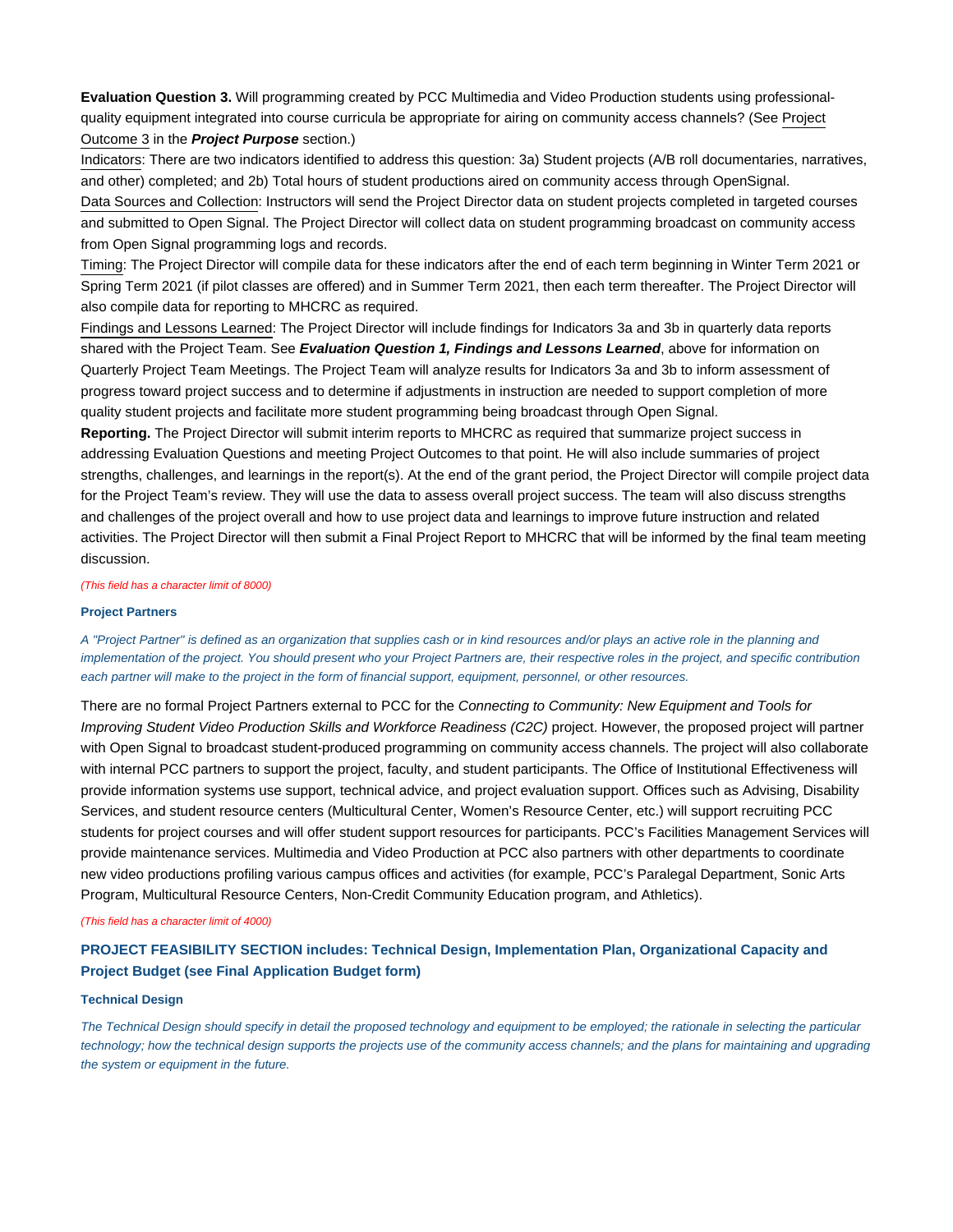**Evaluation Question 3.** Will programming created by PCC Multimedia and Video Production students using professional-quality equipment integrated into course curricula be appropriate for airing on community access channels? (See Project Outcome 3 in the ***Project Purpose*** section.)

Indicators: There are two indicators identified to address this question: 3a) Student projects (A/B roll documentaries, narratives, and other) completed; and 2b) Total hours of student productions aired on community access through OpenSignal.

Data Sources and Collection: Instructors will send the Project Director data on student projects completed in targeted courses and submitted to Open Signal. The Project Director will collect data on student programming broadcast on community access from Open Signal programming logs and records.

Timing: The Project Director will compile data for these indicators after the end of each term beginning in Winter Term 2021 or Spring Term 2021 (if pilot classes are offered) and in Summer Term 2021, then each term thereafter. The Project Director will also compile data for reporting to MHCRC as required.

Findings and Lessons Learned: The Project Director will include findings for Indicators 3a and 3b in quarterly data reports shared with the Project Team. See ***Evaluation Question 1, Findings and Lessons Learned***, above for information on Quarterly Project Team Meetings. The Project Team will analyze results for Indicators 3a and 3b to inform assessment of progress toward project success and to determine if adjustments in instruction are needed to support completion of more quality student projects and facilitate more student programming being broadcast through Open Signal.

**Reporting.** The Project Director will submit interim reports to MHCRC as required that summarize project success in addressing Evaluation Questions and meeting Project Outcomes to that point. He will also include summaries of project strengths, challenges, and learnings in the report(s). At the end of the grant period, the Project Director will compile project data for the Project Team's review. They will use the data to assess overall project success. The team will also discuss strengths and challenges of the project overall and how to use project data and learnings to improve future instruction and related activities. The Project Director will then submit a Final Project Report to MHCRC that will be informed by the final team meeting discussion.

*(This field has a character limit of 8000)*

### Project Partners

*A "Project Partner" is defined as an organization that supplies cash or in kind resources and/or plays an active role in the planning and implementation of the project. You should present who your Project Partners are, their respective roles in the project, and specific contribution each partner will make to the project in the form of financial support, equipment, personnel, or other resources.*

There are no formal Project Partners external to PCC for the *Connecting to Community: New Equipment and Tools for Improving Student Video Production Skills and Workforce Readiness (C2C)* project. However, the proposed project will partner with Open Signal to broadcast student-produced programming on community access channels. The project will also collaborate with internal PCC partners to support the project, faculty, and student participants. The Office of Institutional Effectiveness will provide information systems use support, technical advice, and project evaluation support. Offices such as Advising, Disability Services, and student resource centers (Multicultural Center, Women's Resource Center, etc.) will support recruiting PCC students for project courses and will offer student support resources for participants. PCC's Facilities Management Services will provide maintenance services. Multimedia and Video Production at PCC also partners with other departments to coordinate new video productions profiling various campus offices and activities (for example, PCC's Paralegal Department, Sonic Arts Program, Multicultural Resource Centers, Non-Credit Community Education program, and Athletics).

*(This field has a character limit of 4000)*

## PROJECT FEASIBILITY SECTION includes: Technical Design, Implementation Plan, Organizational Capacity and Project Budget (see Final Application Budget form)

### Technical Design

*The Technical Design should specify in detail the proposed technology and equipment to be employed; the rationale in selecting the particular technology; how the technical design supports the projects use of the community access channels; and the plans for maintaining and upgrading the system or equipment in the future.*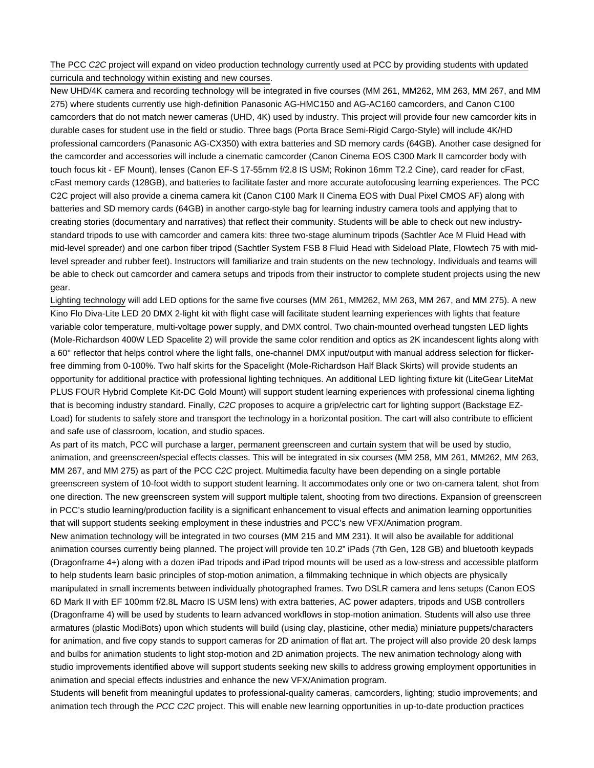The PCC *C2C* project will expand on video production technology currently used at PCC by providing students with updated curricula and technology within existing and new courses.

New UHD/4K camera and recording technology will be integrated in five courses (MM 261, MM262, MM 263, MM 267, and MM 275) where students currently use high-definition Panasonic AG-HMC150 and AG-AC160 camcorders, and Canon C100 camcorders that do not match newer cameras (UHD, 4K) used by industry. This project will provide four new camcorder kits in durable cases for student use in the field or studio. Three bags (Porta Brace Semi-Rigid Cargo-Style) will include 4K/HD professional camcorders (Panasonic AG-CX350) with extra batteries and SD memory cards (64GB). Another case designed for the camcorder and accessories will include a cinematic camcorder (Canon Cinema EOS C300 Mark II camcorder body with touch focus kit - EF Mount), lenses (Canon EF-S 17-55mm f/2.8 IS USM; Rokinon 16mm T2.2 Cine), card reader for cFast, cFast memory cards (128GB), and batteries to facilitate faster and more accurate autofocusing learning experiences. The PCC C2C project will also provide a cinema camera kit (Canon C100 Mark II Cinema EOS with Dual Pixel CMOS AF) along with batteries and SD memory cards (64GB) in another cargo-style bag for learning industry camera tools and applying that to creating stories (documentary and narratives) that reflect their community. Students will be able to check out new industry-standard tripods to use with camcorder and camera kits: three two-stage aluminum tripods (Sachtler Ace M Fluid Head with mid-level spreader) and one carbon fiber tripod (Sachtler System FSB 8 Fluid Head with Sideload Plate, Flowtech 75 with mid-level spreader and rubber feet). Instructors will familiarize and train students on the new technology. Individuals and teams will be able to check out camcorder and camera setups and tripods from their instructor to complete student projects using the new gear.

Lighting technology will add LED options for the same five courses (MM 261, MM262, MM 263, MM 267, and MM 275). A new Kino Flo Diva-Lite LED 20 DMX 2-light kit with flight case will facilitate student learning experiences with lights that feature variable color temperature, multi-voltage power supply, and DMX control. Two chain-mounted overhead tungsten LED lights (Mole-Richardson 400W LED Spacelite 2) will provide the same color rendition and optics as 2K incandescent lights along with a 60° reflector that helps control where the light falls, one-channel DMX input/output with manual address selection for flicker-free dimming from 0-100%. Two half skirts for the Spacelight (Mole-Richardson Half Black Skirts) will provide students an opportunity for additional practice with professional lighting techniques. An additional LED lighting fixture kit (LiteGear LiteMat PLUS FOUR Hybrid Complete Kit-DC Gold Mount) will support student learning experiences with professional cinema lighting that is becoming industry standard. Finally, *C2C* proposes to acquire a grip/electric cart for lighting support (Backstage EZ-Load) for students to safely store and transport the technology in a horizontal position. The cart will also contribute to efficient and safe use of classroom, location, and studio spaces.

As part of its match, PCC will purchase a larger, permanent greenscreen and curtain system that will be used by studio, animation, and greenscreen/special effects classes. This will be integrated in six courses (MM 258, MM 261, MM262, MM 263, MM 267, and MM 275) as part of the PCC *C2C* project. Multimedia faculty have been depending on a single portable greenscreen system of 10-foot width to support student learning. It accommodates only one or two on-camera talent, shot from one direction. The new greenscreen system will support multiple talent, shooting from two directions. Expansion of greenscreen in PCC's studio learning/production facility is a significant enhancement to visual effects and animation learning opportunities that will support students seeking employment in these industries and PCC's new VFX/Animation program.

New animation technology will be integrated in two courses (MM 215 and MM 231). It will also be available for additional animation courses currently being planned. The project will provide ten 10.2" iPads (7th Gen, 128 GB) and bluetooth keypads (Dragonframe 4+) along with a dozen iPad tripods and iPad tripod mounts will be used as a low-stress and accessible platform to help students learn basic principles of stop-motion animation, a filmmaking technique in which objects are physically manipulated in small increments between individually photographed frames. Two DSLR camera and lens setups (Canon EOS 6D Mark II with EF 100mm f/2.8L Macro IS USM lens) with extra batteries, AC power adapters, tripods and USB controllers (Dragonframe 4) will be used by students to learn advanced workflows in stop-motion animation. Students will also use three armatures (plastic ModiBots) upon which students will build (using clay, plasticine, other media) miniature puppets/characters for animation, and five copy stands to support cameras for 2D animation of flat art. The project will also provide 20 desk lamps and bulbs for animation students to light stop-motion and 2D animation projects. The new animation technology along with studio improvements identified above will support students seeking new skills to address growing employment opportunities in animation and special effects industries and enhance the new VFX/Animation program.

Students will benefit from meaningful updates to professional-quality cameras, camcorders, lighting; studio improvements; and animation tech through the *PCC C2C* project. This will enable new learning opportunities in up-to-date production practices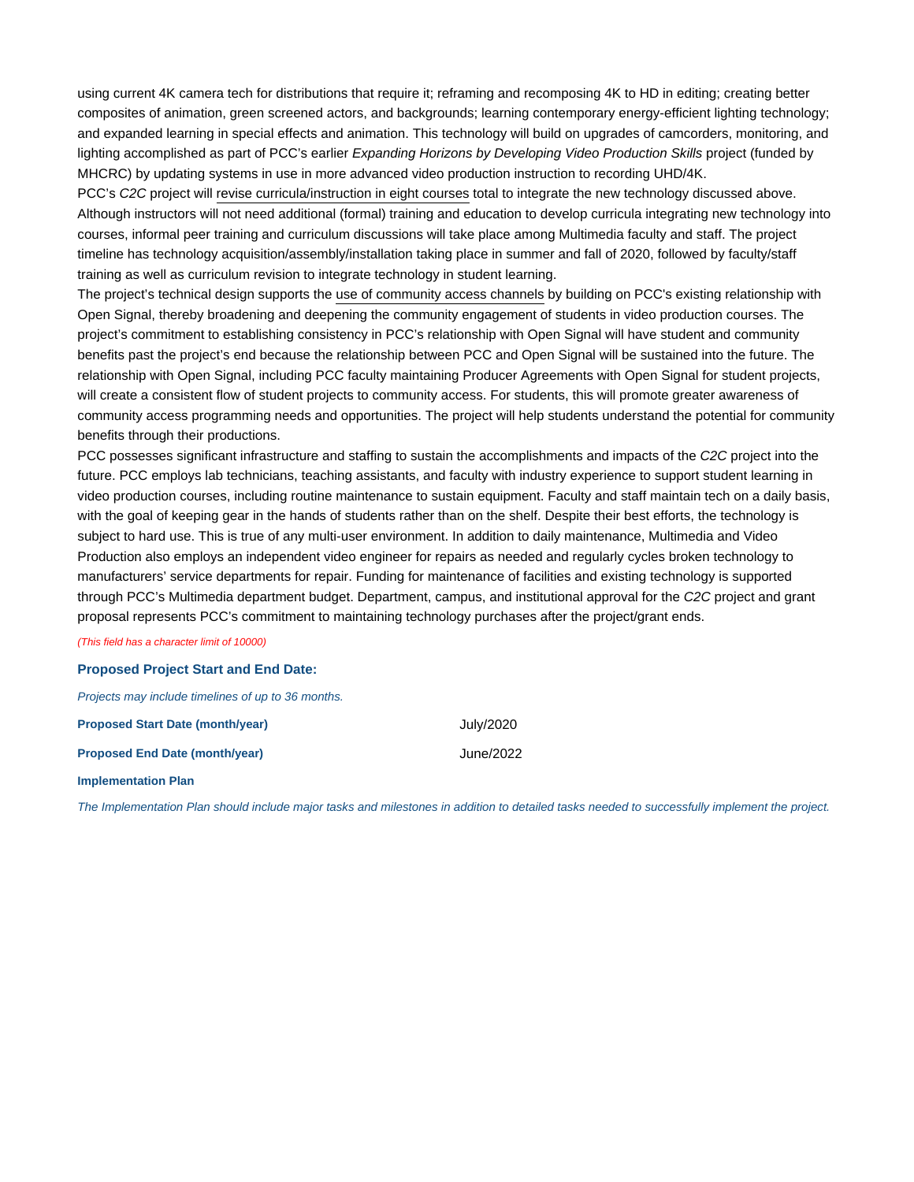using current 4K camera tech for distributions that require it; reframing and recomposing 4K to HD in editing; creating better composites of animation, green screened actors, and backgrounds; learning contemporary energy-efficient lighting technology; and expanded learning in special effects and animation. This technology will build on upgrades of camcorders, monitoring, and lighting accomplished as part of PCC's earlier *Expanding Horizons by Developing Video Production Skills* project (funded by MHCRC) by updating systems in use in more advanced video production instruction to recording UHD/4K.

PCC's *C2C* project will <u>revise curricula/instruction in eight courses</u> total to integrate the new technology discussed above. Although instructors will not need additional (formal) training and education to develop curricula integrating new technology into courses, informal peer training and curriculum discussions will take place among Multimedia faculty and staff. The project timeline has technology acquisition/assembly/installation taking place in summer and fall of 2020, followed by faculty/staff training as well as curriculum revision to integrate technology in student learning.

The project's technical design supports the <u>use of community access channels</u> by building on PCC's existing relationship with Open Signal, thereby broadening and deepening the community engagement of students in video production courses. The project's commitment to establishing consistency in PCC's relationship with Open Signal will have student and community benefits past the project's end because the relationship between PCC and Open Signal will be sustained into the future. The relationship with Open Signal, including PCC faculty maintaining Producer Agreements with Open Signal for student projects, will create a consistent flow of student projects to community access. For students, this will promote greater awareness of community access programming needs and opportunities. The project will help students understand the potential for community benefits through their productions.

PCC possesses significant infrastructure and staffing to sustain the accomplishments and impacts of the *C2C* project into the future. PCC employs lab technicians, teaching assistants, and faculty with industry experience to support student learning in video production courses, including routine maintenance to sustain equipment. Faculty and staff maintain tech on a daily basis, with the goal of keeping gear in the hands of students rather than on the shelf. Despite their best efforts, the technology is subject to hard use. This is true of any multi-user environment. In addition to daily maintenance, Multimedia and Video Production also employs an independent video engineer for repairs as needed and regularly cycles broken technology to manufacturers' service departments for repair. Funding for maintenance of facilities and existing technology is supported through PCC's Multimedia department budget. Department, campus, and institutional approval for the *C2C* project and grant proposal represents PCC's commitment to maintaining technology purchases after the project/grant ends.

*(This field has a character limit of 10000)*

### Proposed Project Start and End Date:

*Projects may include timelines of up to 36 months.*

| | |
|---|---|
| **Proposed Start Date (month/year)** | July/2020 |
| **Proposed End Date (month/year)** | June/2022 |

**Implementation Plan**

*The Implementation Plan should include major tasks and milestones in addition to detailed tasks needed to successfully implement the project.*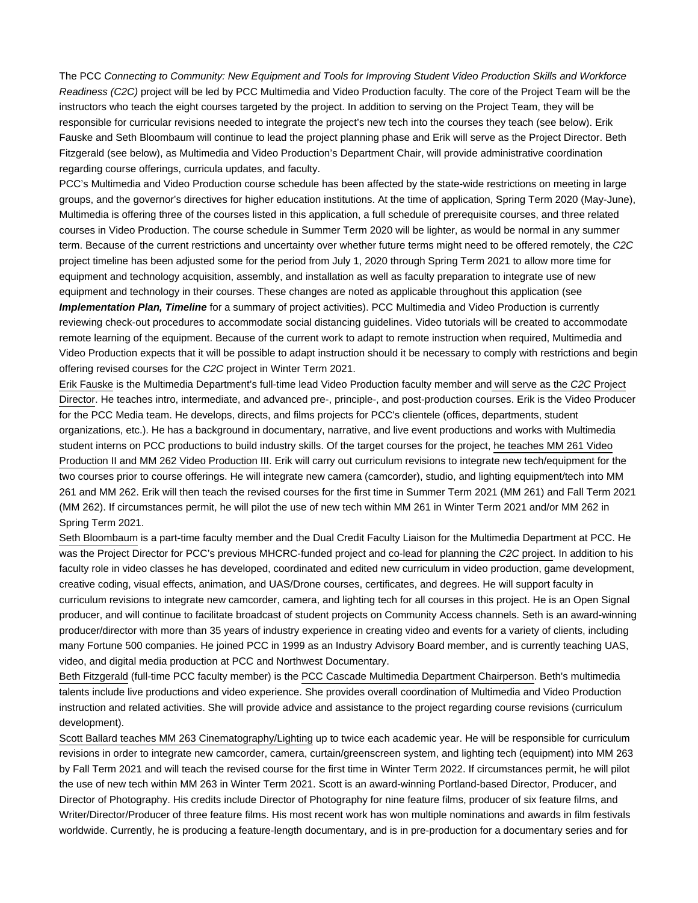The PCC *Connecting to Community: New Equipment and Tools for Improving Student Video Production Skills and Workforce Readiness (C2C)* project will be led by PCC Multimedia and Video Production faculty. The core of the Project Team will be the instructors who teach the eight courses targeted by the project. In addition to serving on the Project Team, they will be responsible for curricular revisions needed to integrate the project's new tech into the courses they teach (see below). Erik Fauske and Seth Bloombaum will continue to lead the project planning phase and Erik will serve as the Project Director. Beth Fitzgerald (see below), as Multimedia and Video Production's Department Chair, will provide administrative coordination regarding course offerings, curricula updates, and faculty.

PCC's Multimedia and Video Production course schedule has been affected by the state-wide restrictions on meeting in large groups, and the governor's directives for higher education institutions. At the time of application, Spring Term 2020 (May-June), Multimedia is offering three of the courses listed in this application, a full schedule of prerequisite courses, and three related courses in Video Production. The course schedule in Summer Term 2020 will be lighter, as would be normal in any summer term. Because of the current restrictions and uncertainty over whether future terms might need to be offered remotely, the *C2C* project timeline has been adjusted some for the period from July 1, 2020 through Spring Term 2021 to allow more time for equipment and technology acquisition, assembly, and installation as well as faculty preparation to integrate use of new equipment and technology in their courses. These changes are noted as applicable throughout this application (see ***Implementation Plan, Timeline*** for a summary of project activities). PCC Multimedia and Video Production is currently reviewing check-out procedures to accommodate social distancing guidelines. Video tutorials will be created to accommodate remote learning of the equipment. Because of the current work to adapt to remote instruction when required, Multimedia and Video Production expects that it will be possible to adapt instruction should it be necessary to comply with restrictions and begin offering revised courses for the *C2C* project in Winter Term 2021.

Erik Fauske is the Multimedia Department's full-time lead Video Production faculty member and will serve as the *C2C* Project Director. He teaches intro, intermediate, and advanced pre-, principle-, and post-production courses. Erik is the Video Producer for the PCC Media team. He develops, directs, and films projects for PCC's clientele (offices, departments, student organizations, etc.). He has a background in documentary, narrative, and live event productions and works with Multimedia student interns on PCC productions to build industry skills. Of the target courses for the project, he teaches MM 261 Video Production II and MM 262 Video Production III. Erik will carry out curriculum revisions to integrate new tech/equipment for the two courses prior to course offerings. He will integrate new camera (camcorder), studio, and lighting equipment/tech into MM 261 and MM 262. Erik will then teach the revised courses for the first time in Summer Term 2021 (MM 261) and Fall Term 2021 (MM 262). If circumstances permit, he will pilot the use of new tech within MM 261 in Winter Term 2021 and/or MM 262 in Spring Term 2021.

Seth Bloombaum is a part-time faculty member and the Dual Credit Faculty Liaison for the Multimedia Department at PCC. He was the Project Director for PCC's previous MHCRC-funded project and co-lead for planning the *C2C* project. In addition to his faculty role in video classes he has developed, coordinated and edited new curriculum in video production, game development, creative coding, visual effects, animation, and UAS/Drone courses, certificates, and degrees. He will support faculty in curriculum revisions to integrate new camcorder, camera, and lighting tech for all courses in this project. He is an Open Signal producer, and will continue to facilitate broadcast of student projects on Community Access channels. Seth is an award-winning producer/director with more than 35 years of industry experience in creating video and events for a variety of clients, including many Fortune 500 companies. He joined PCC in 1999 as an Industry Advisory Board member, and is currently teaching UAS, video, and digital media production at PCC and Northwest Documentary.

Beth Fitzgerald (full-time PCC faculty member) is the PCC Cascade Multimedia Department Chairperson. Beth's multimedia talents include live productions and video experience. She provides overall coordination of Multimedia and Video Production instruction and related activities. She will provide advice and assistance to the project regarding course revisions (curriculum development).

Scott Ballard teaches MM 263 Cinematography/Lighting up to twice each academic year. He will be responsible for curriculum revisions in order to integrate new camcorder, camera, curtain/greenscreen system, and lighting tech (equipment) into MM 263 by Fall Term 2021 and will teach the revised course for the first time in Winter Term 2022. If circumstances permit, he will pilot the use of new tech within MM 263 in Winter Term 2021. Scott is an award-winning Portland-based Director, Producer, and Director of Photography. His credits include Director of Photography for nine feature films, producer of six feature films, and Writer/Director/Producer of three feature films. His most recent work has won multiple nominations and awards in film festivals worldwide. Currently, he is producing a feature-length documentary, and is in pre-production for a documentary series and for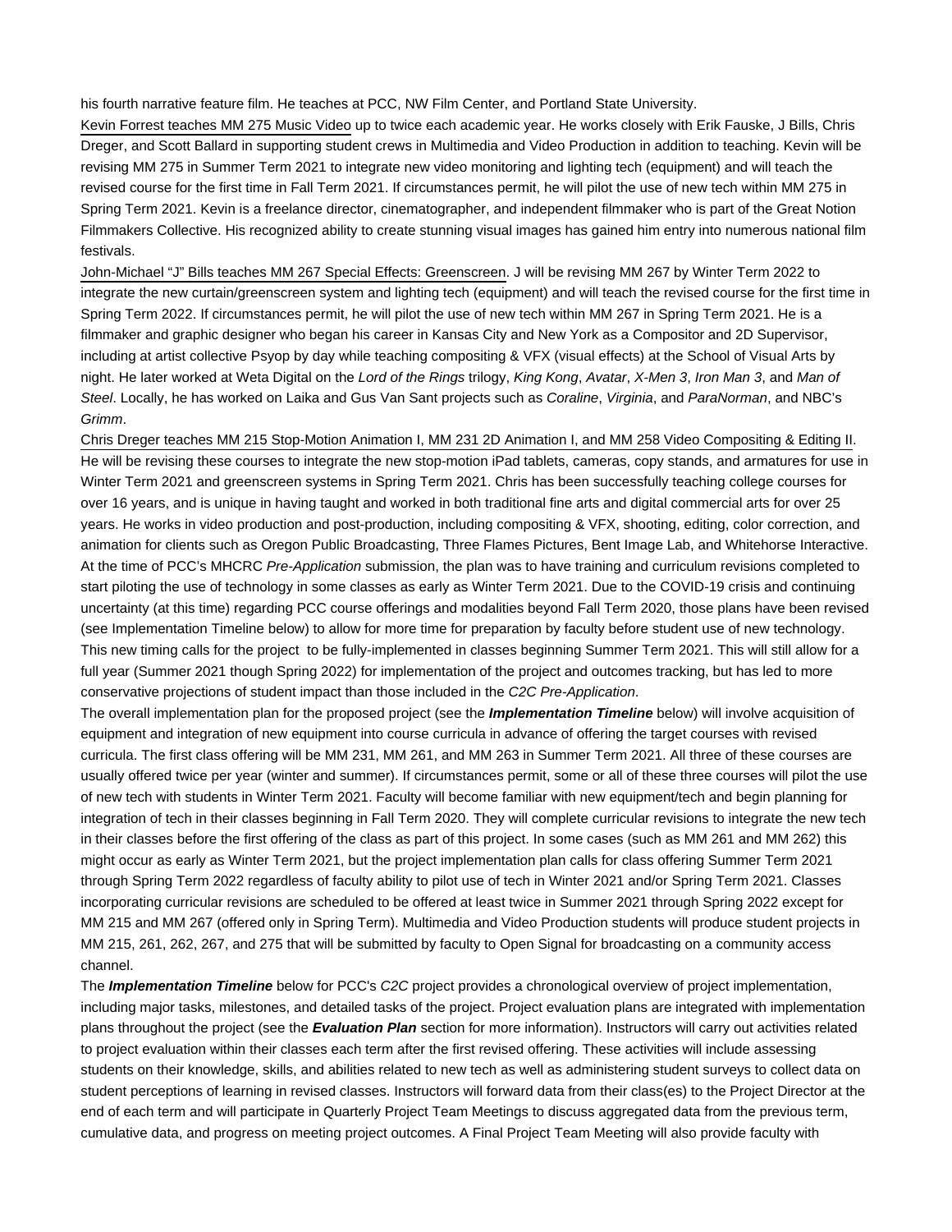his fourth narrative feature film. He teaches at PCC, NW Film Center, and Portland State University.

Kevin Forrest teaches MM 275 Music Video up to twice each academic year. He works closely with Erik Fauske, J Bills, Chris Dreger, and Scott Ballard in supporting student crews in Multimedia and Video Production in addition to teaching. Kevin will be revising MM 275 in Summer Term 2021 to integrate new video monitoring and lighting tech (equipment) and will teach the revised course for the first time in Fall Term 2021. If circumstances permit, he will pilot the use of new tech within MM 275 in Spring Term 2021. Kevin is a freelance director, cinematographer, and independent filmmaker who is part of the Great Notion Filmmakers Collective. His recognized ability to create stunning visual images has gained him entry into numerous national film festivals.

John-Michael "J" Bills teaches MM 267 Special Effects: Greenscreen. J will be revising MM 267 by Winter Term 2022 to integrate the new curtain/greenscreen system and lighting tech (equipment) and will teach the revised course for the first time in Spring Term 2022. If circumstances permit, he will pilot the use of new tech within MM 267 in Spring Term 2021. He is a filmmaker and graphic designer who began his career in Kansas City and New York as a Compositor and 2D Supervisor, including at artist collective Psyop by day while teaching compositing & VFX (visual effects) at the School of Visual Arts by night. He later worked at Weta Digital on the *Lord of the Rings* trilogy, *King Kong*, *Avatar*, *X-Men 3*, *Iron Man 3*, and *Man of Steel*. Locally, he has worked on Laika and Gus Van Sant projects such as *Coraline*, *Virginia*, and *ParaNorman*, and NBC's *Grimm*.

Chris Dreger teaches MM 215 Stop-Motion Animation I, MM 231 2D Animation I, and MM 258 Video Compositing & Editing II. He will be revising these courses to integrate the new stop-motion iPad tablets, cameras, copy stands, and armatures for use in Winter Term 2021 and greenscreen systems in Spring Term 2021. Chris has been successfully teaching college courses for over 16 years, and is unique in having taught and worked in both traditional fine arts and digital commercial arts for over 25 years. He works in video production and post-production, including compositing & VFX, shooting, editing, color correction, and animation for clients such as Oregon Public Broadcasting, Three Flames Pictures, Bent Image Lab, and Whitehorse Interactive.

At the time of PCC's MHCRC *Pre-Application* submission, the plan was to have training and curriculum revisions completed to start piloting the use of technology in some classes as early as Winter Term 2021. Due to the COVID-19 crisis and continuing uncertainty (at this time) regarding PCC course offerings and modalities beyond Fall Term 2020, those plans have been revised (see Implementation Timeline below) to allow for more time for preparation by faculty before student use of new technology. This new timing calls for the project to be fully-implemented in classes beginning Summer Term 2021. This will still allow for a full year (Summer 2021 though Spring 2022) for implementation of the project and outcomes tracking, but has led to more conservative projections of student impact than those included in the *C2C Pre-Application*.

The overall implementation plan for the proposed project (see the ***Implementation Timeline*** below) will involve acquisition of equipment and integration of new equipment into course curricula in advance of offering the target courses with revised curricula. The first class offering will be MM 231, MM 261, and MM 263 in Summer Term 2021. All three of these courses are usually offered twice per year (winter and summer). If circumstances permit, some or all of these three courses will pilot the use of new tech with students in Winter Term 2021. Faculty will become familiar with new equipment/tech and begin planning for integration of tech in their classes beginning in Fall Term 2020. They will complete curricular revisions to integrate the new tech in their classes before the first offering of the class as part of this project. In some cases (such as MM 261 and MM 262) this might occur as early as Winter Term 2021, but the project implementation plan calls for class offering Summer Term 2021 through Spring Term 2022 regardless of faculty ability to pilot use of tech in Winter 2021 and/or Spring Term 2021. Classes incorporating curricular revisions are scheduled to be offered at least twice in Summer 2021 through Spring 2022 except for MM 215 and MM 267 (offered only in Spring Term). Multimedia and Video Production students will produce student projects in MM 215, 261, 262, 267, and 275 that will be submitted by faculty to Open Signal for broadcasting on a community access channel.

The ***Implementation Timeline*** below for PCC's *C2C* project provides a chronological overview of project implementation, including major tasks, milestones, and detailed tasks of the project. Project evaluation plans are integrated with implementation plans throughout the project (see the ***Evaluation Plan*** section for more information). Instructors will carry out activities related to project evaluation within their classes each term after the first revised offering. These activities will include assessing students on their knowledge, skills, and abilities related to new tech as well as administering student surveys to collect data on student perceptions of learning in revised classes. Instructors will forward data from their class(es) to the Project Director at the end of each term and will participate in Quarterly Project Team Meetings to discuss aggregated data from the previous term, cumulative data, and progress on meeting project outcomes. A Final Project Team Meeting will also provide faculty with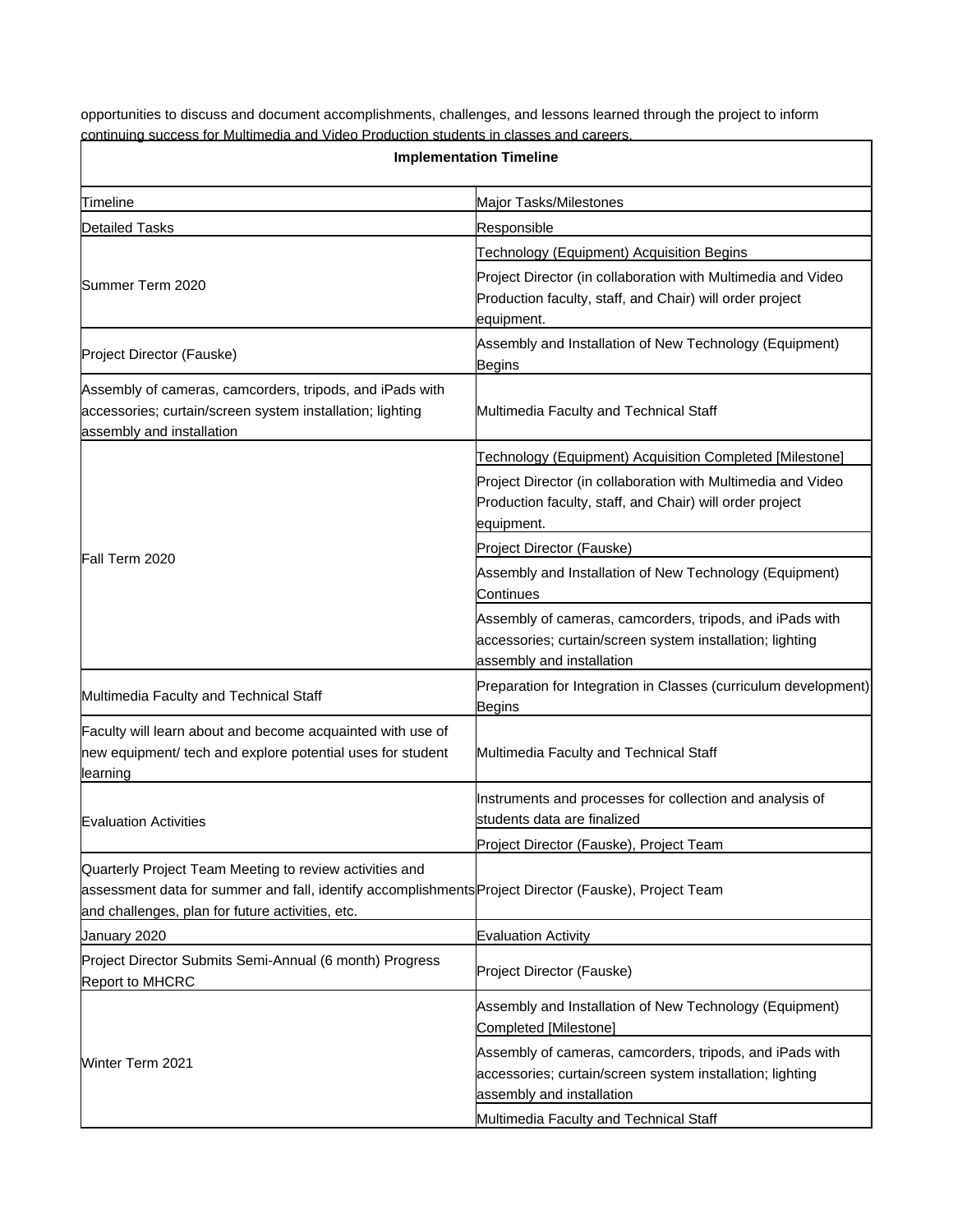opportunities to discuss and document accomplishments, challenges, and lessons learned through the project to inform continuing success for Multimedia and Video Production students in classes and careers.

| Implementation Timeline | |
|---|---|
| Timeline | Major Tasks/Milestones |
| Detailed Tasks | Responsible |
| Summer Term 2020 | Technology (Equipment) Acquisition Begins |
| | Project Director (in collaboration with Multimedia and Video Production faculty, staff, and Chair) will order project equipment. |
| Project Director (Fauske) | Assembly and Installation of New Technology (Equipment) Begins |
| Assembly of cameras, camcorders, tripods, and iPads with accessories; curtain/screen system installation; lighting assembly and installation | Multimedia Faculty and Technical Staff |
| Fall Term 2020 | Technology (Equipment) Acquisition Completed [Milestone] |
| | Project Director (in collaboration with Multimedia and Video Production faculty, staff, and Chair) will order project equipment. |
| | Project Director (Fauske) |
| | Assembly and Installation of New Technology (Equipment) Continues |
| | Assembly of cameras, camcorders, tripods, and iPads with accessories; curtain/screen system installation; lighting assembly and installation |
| Multimedia Faculty and Technical Staff | Preparation for Integration in Classes (curriculum development) Begins |
| Faculty will learn about and become acquainted with use of new equipment/ tech and explore potential uses for student learning | Multimedia Faculty and Technical Staff |
| Evaluation Activities | Instruments and processes for collection and analysis of students data are finalized |
| | Project Director (Fauske), Project Team |
| Quarterly Project Team Meeting to review activities and assessment data for summer and fall, identify accomplishments and challenges, plan for future activities, etc. | Project Director (Fauske), Project Team |
| January 2020 | Evaluation Activity |
| Project Director Submits Semi-Annual (6 month) Progress Report to MHCRC | Project Director (Fauske) |
| Winter Term 2021 | Assembly and Installation of New Technology (Equipment) Completed [Milestone] |
| | Assembly of cameras, camcorders, tripods, and iPads with accessories; curtain/screen system installation; lighting assembly and installation |
| | Multimedia Faculty and Technical Staff |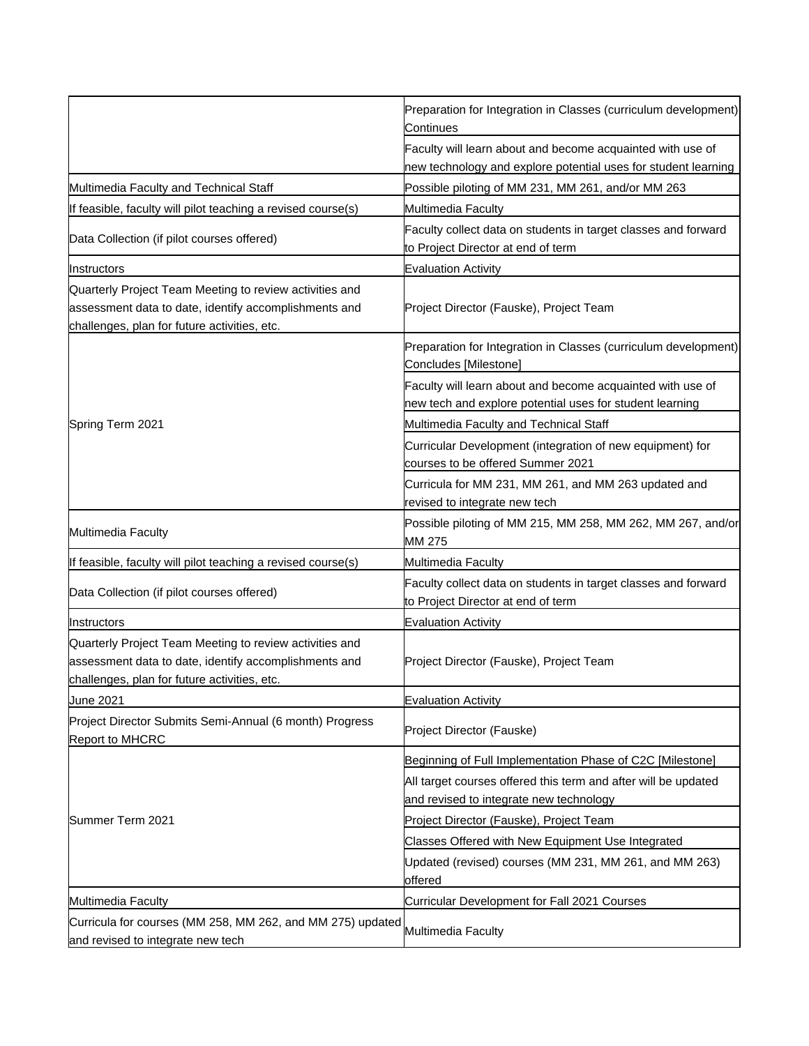| | |
|---|---|
| | Preparation for Integration in Classes (curriculum development) Continues |
| | Faculty will learn about and become acquainted with use of new technology and explore potential uses for student learning |
| Multimedia Faculty and Technical Staff | Possible piloting of MM 231, MM 261, and/or MM 263 |
| If feasible, faculty will pilot teaching a revised course(s) | Multimedia Faculty |
| Data Collection (if pilot courses offered) | Faculty collect data on students in target classes and forward to Project Director at end of term |
| Instructors | Evaluation Activity |
| Quarterly Project Team Meeting to review activities and assessment data to date, identify accomplishments and challenges, plan for future activities, etc. | Project Director (Fauske), Project Team |
| Spring Term 2021 | Preparation for Integration in Classes (curriculum development) Concludes [Milestone] |
| | Faculty will learn about and become acquainted with use of new tech and explore potential uses for student learning |
| | Multimedia Faculty and Technical Staff |
| | Curricular Development (integration of new equipment) for courses to be offered Summer 2021 |
| | Curricula for MM 231, MM 261, and MM 263 updated and revised to integrate new tech |
| Multimedia Faculty | Possible piloting of MM 215, MM 258, MM 262, MM 267, and/or MM 275 |
| If feasible, faculty will pilot teaching a revised course(s) | Multimedia Faculty |
| Data Collection (if pilot courses offered) | Faculty collect data on students in target classes and forward to Project Director at end of term |
| Instructors | Evaluation Activity |
| Quarterly Project Team Meeting to review activities and assessment data to date, identify accomplishments and challenges, plan for future activities, etc. | Project Director (Fauske), Project Team |
| June 2021 | Evaluation Activity |
| Project Director Submits Semi-Annual (6 month) Progress Report to MHCRC | Project Director (Fauske) |
| Summer Term 2021 | Beginning of Full Implementation Phase of C2C [Milestone] |
| | All target courses offered this term and after will be updated and revised to integrate new technology |
| | Project Director (Fauske), Project Team |
| | Classes Offered with New Equipment Use Integrated |
| | Updated (revised) courses (MM 231, MM 261, and MM 263) offered |
| Multimedia Faculty | Curricular Development for Fall 2021 Courses |
| Curricula for courses (MM 258, MM 262, and MM 275) updated and revised to integrate new tech | Multimedia Faculty |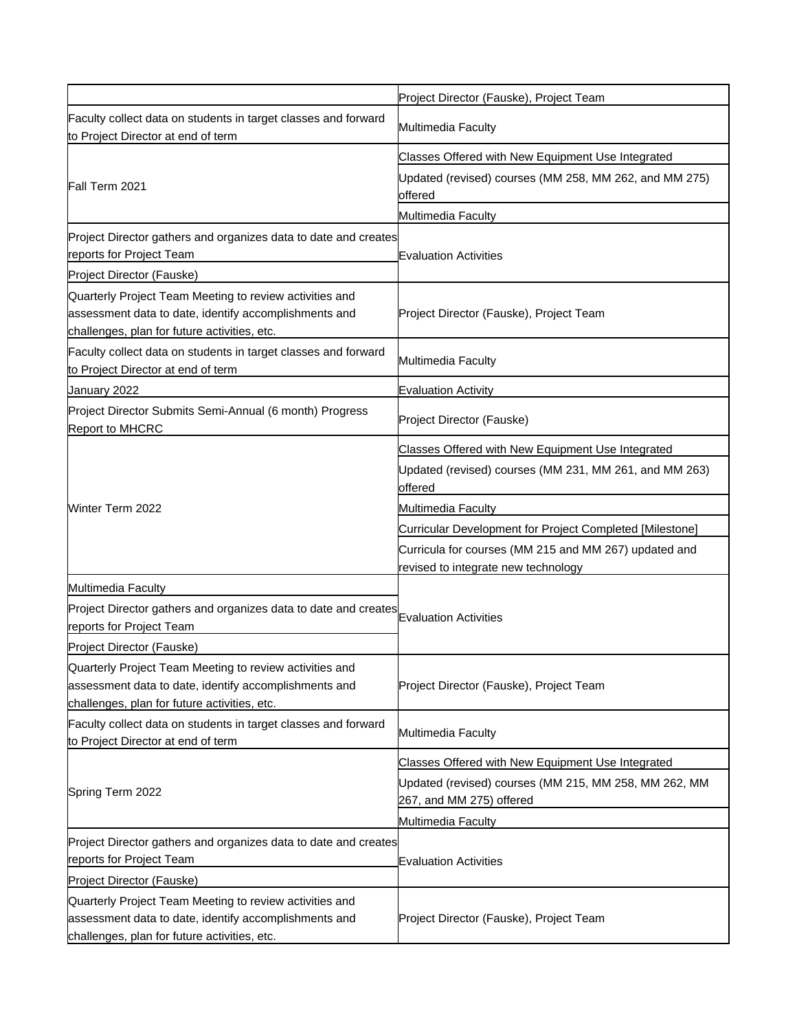| | |
|---|---|
| | Project Director (Fauske), Project Team |
| Faculty collect data on students in target classes and forward to Project Director at end of term | Multimedia Faculty |
| Fall Term 2021 | Classes Offered with New Equipment Use Integrated |
| | Updated (revised) courses (MM 258, MM 262, and MM 275) offered |
| | Multimedia Faculty |
| Project Director gathers and organizes data to date and creates reports for Project Team | Evaluation Activities |
| Project Director (Fauske) | |
| Quarterly Project Team Meeting to review activities and assessment data to date, identify accomplishments and challenges, plan for future activities, etc. | Project Director (Fauske), Project Team |
| Faculty collect data on students in target classes and forward to Project Director at end of term | Multimedia Faculty |
| January 2022 | Evaluation Activity |
| Project Director Submits Semi-Annual (6 month) Progress Report to MHCRC | Project Director (Fauske) |
| Winter Term 2022 | Classes Offered with New Equipment Use Integrated |
| | Updated (revised) courses (MM 231, MM 261, and MM 263) offered |
| | Multimedia Faculty |
| | Curricular Development for Project Completed [Milestone] |
| | Curricula for courses (MM 215 and MM 267) updated and revised to integrate new technology |
| Multimedia Faculty | Evaluation Activities |
| Project Director gathers and organizes data to date and creates reports for Project Team | |
| Project Director (Fauske) | |
| Quarterly Project Team Meeting to review activities and assessment data to date, identify accomplishments and challenges, plan for future activities, etc. | Project Director (Fauske), Project Team |
| Faculty collect data on students in target classes and forward to Project Director at end of term | Multimedia Faculty |
| Spring Term 2022 | Classes Offered with New Equipment Use Integrated |
| | Updated (revised) courses (MM 215, MM 258, MM 262, MM 267, and MM 275) offered |
| | Multimedia Faculty |
| Project Director gathers and organizes data to date and creates reports for Project Team | Evaluation Activities |
| Project Director (Fauske) | |
| Quarterly Project Team Meeting to review activities and assessment data to date, identify accomplishments and challenges, plan for future activities, etc. | Project Director (Fauske), Project Team |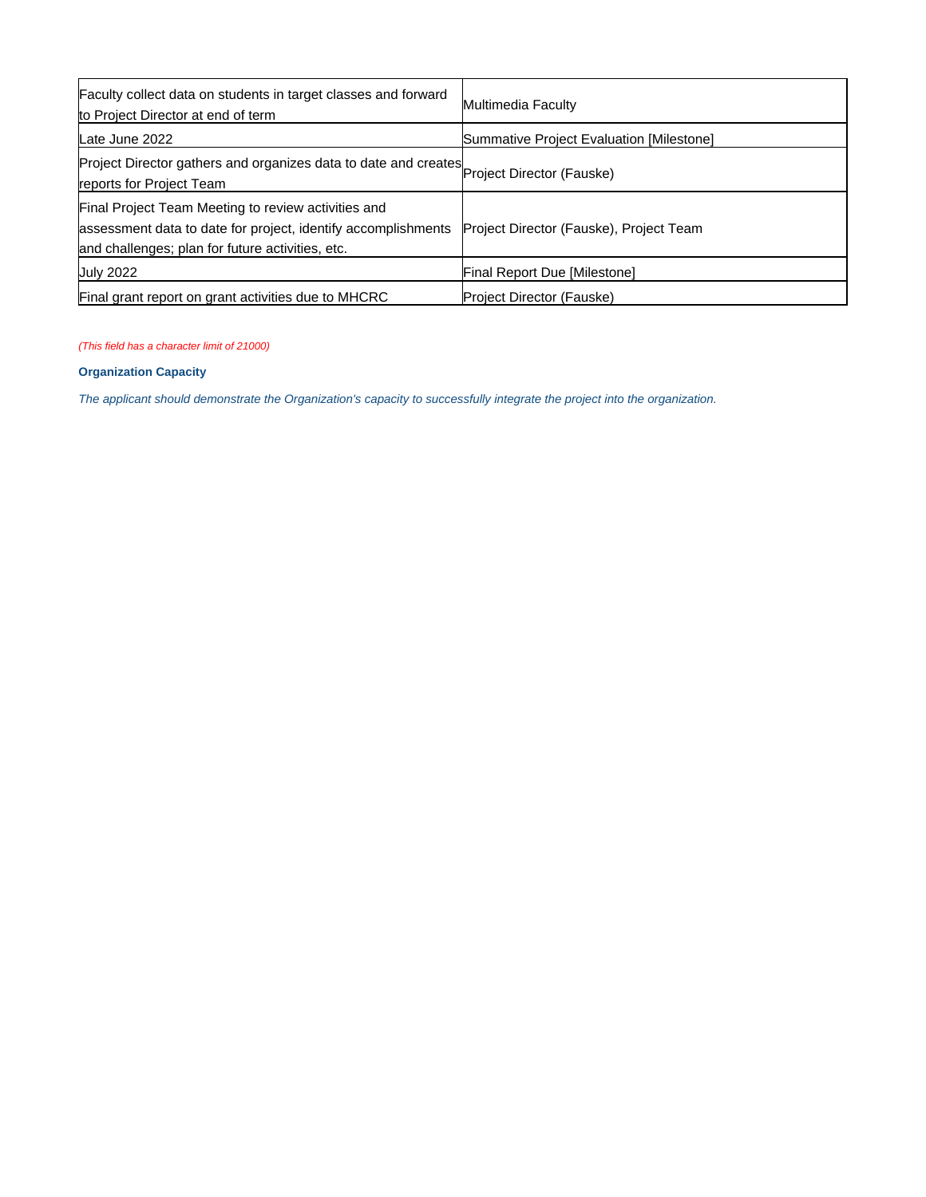| | |
|---|---|
| Faculty collect data on students in target classes and forward to Project Director at end of term | Multimedia Faculty |
| Late June 2022 | Summative Project Evaluation [Milestone] |
| Project Director gathers and organizes data to date and creates reports for Project Team | Project Director (Fauske) |
| Final Project Team Meeting to review activities and assessment data to date for project, identify accomplishments and challenges; plan for future activities, etc. | Project Director (Fauske), Project Team |
| July 2022 | Final Report Due [Milestone] |
| Final grant report on grant activities due to MHCRC | Project Director (Fauske) |

*(This field has a character limit of 21000)*

**Organization Capacity**

*The applicant should demonstrate the Organization's capacity to successfully integrate the project into the organization.*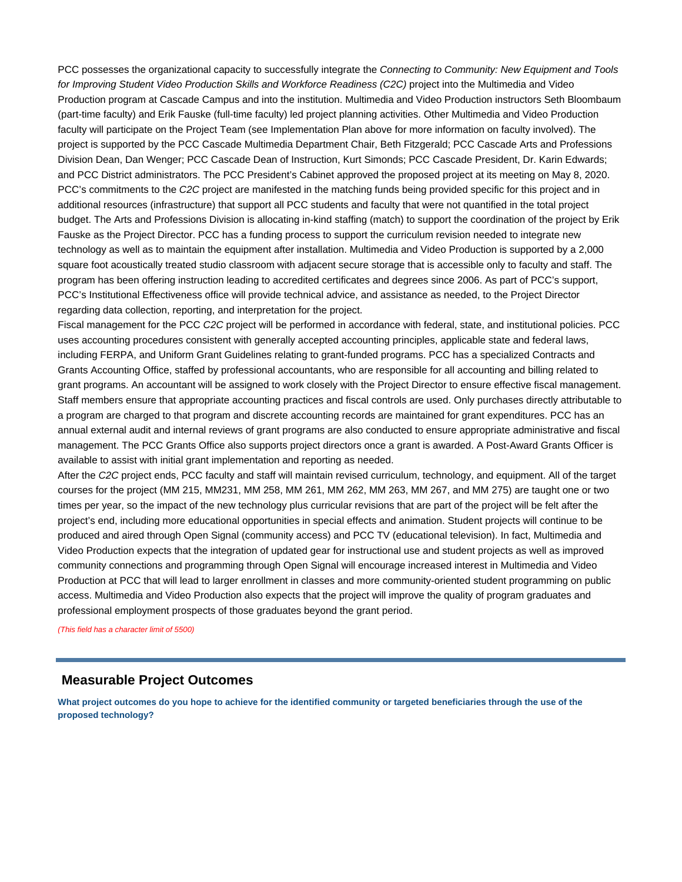PCC possesses the organizational capacity to successfully integrate the *Connecting to Community: New Equipment and Tools for Improving Student Video Production Skills and Workforce Readiness (C2C)* project into the Multimedia and Video Production program at Cascade Campus and into the institution. Multimedia and Video Production instructors Seth Bloombaum (part-time faculty) and Erik Fauske (full-time faculty) led project planning activities. Other Multimedia and Video Production faculty will participate on the Project Team (see Implementation Plan above for more information on faculty involved). The project is supported by the PCC Cascade Multimedia Department Chair, Beth Fitzgerald; PCC Cascade Arts and Professions Division Dean, Dan Wenger; PCC Cascade Dean of Instruction, Kurt Simonds; PCC Cascade President, Dr. Karin Edwards; and PCC District administrators. The PCC President's Cabinet approved the proposed project at its meeting on May 8, 2020. PCC's commitments to the *C2C* project are manifested in the matching funds being provided specific for this project and in additional resources (infrastructure) that support all PCC students and faculty that were not quantified in the total project budget. The Arts and Professions Division is allocating in-kind staffing (match) to support the coordination of the project by Erik Fauske as the Project Director. PCC has a funding process to support the curriculum revision needed to integrate new technology as well as to maintain the equipment after installation. Multimedia and Video Production is supported by a 2,000 square foot acoustically treated studio classroom with adjacent secure storage that is accessible only to faculty and staff. The program has been offering instruction leading to accredited certificates and degrees since 2006. As part of PCC's support, PCC's Institutional Effectiveness office will provide technical advice, and assistance as needed, to the Project Director regarding data collection, reporting, and interpretation for the project.

Fiscal management for the PCC *C2C* project will be performed in accordance with federal, state, and institutional policies. PCC uses accounting procedures consistent with generally accepted accounting principles, applicable state and federal laws, including FERPA, and Uniform Grant Guidelines relating to grant-funded programs. PCC has a specialized Contracts and Grants Accounting Office, staffed by professional accountants, who are responsible for all accounting and billing related to grant programs. An accountant will be assigned to work closely with the Project Director to ensure effective fiscal management. Staff members ensure that appropriate accounting practices and fiscal controls are used. Only purchases directly attributable to a program are charged to that program and discrete accounting records are maintained for grant expenditures. PCC has an annual external audit and internal reviews of grant programs are also conducted to ensure appropriate administrative and fiscal management. The PCC Grants Office also supports project directors once a grant is awarded. A Post-Award Grants Officer is available to assist with initial grant implementation and reporting as needed.

After the *C2C* project ends, PCC faculty and staff will maintain revised curriculum, technology, and equipment. All of the target courses for the project (MM 215, MM231, MM 258, MM 261, MM 262, MM 263, MM 267, and MM 275) are taught one or two times per year, so the impact of the new technology plus curricular revisions that are part of the project will be felt after the project's end, including more educational opportunities in special effects and animation. Student projects will continue to be produced and aired through Open Signal (community access) and PCC TV (educational television). In fact, Multimedia and Video Production expects that the integration of updated gear for instructional use and student projects as well as improved community connections and programming through Open Signal will encourage increased interest in Multimedia and Video Production at PCC that will lead to larger enrollment in classes and more community-oriented student programming on public access. Multimedia and Video Production also expects that the project will improve the quality of program graduates and professional employment prospects of those graduates beyond the grant period.

*(This field has a character limit of 5500)*

## Measurable Project Outcomes

**What project outcomes do you hope to achieve for the identified community or targeted beneficiaries through the use of the proposed technology?**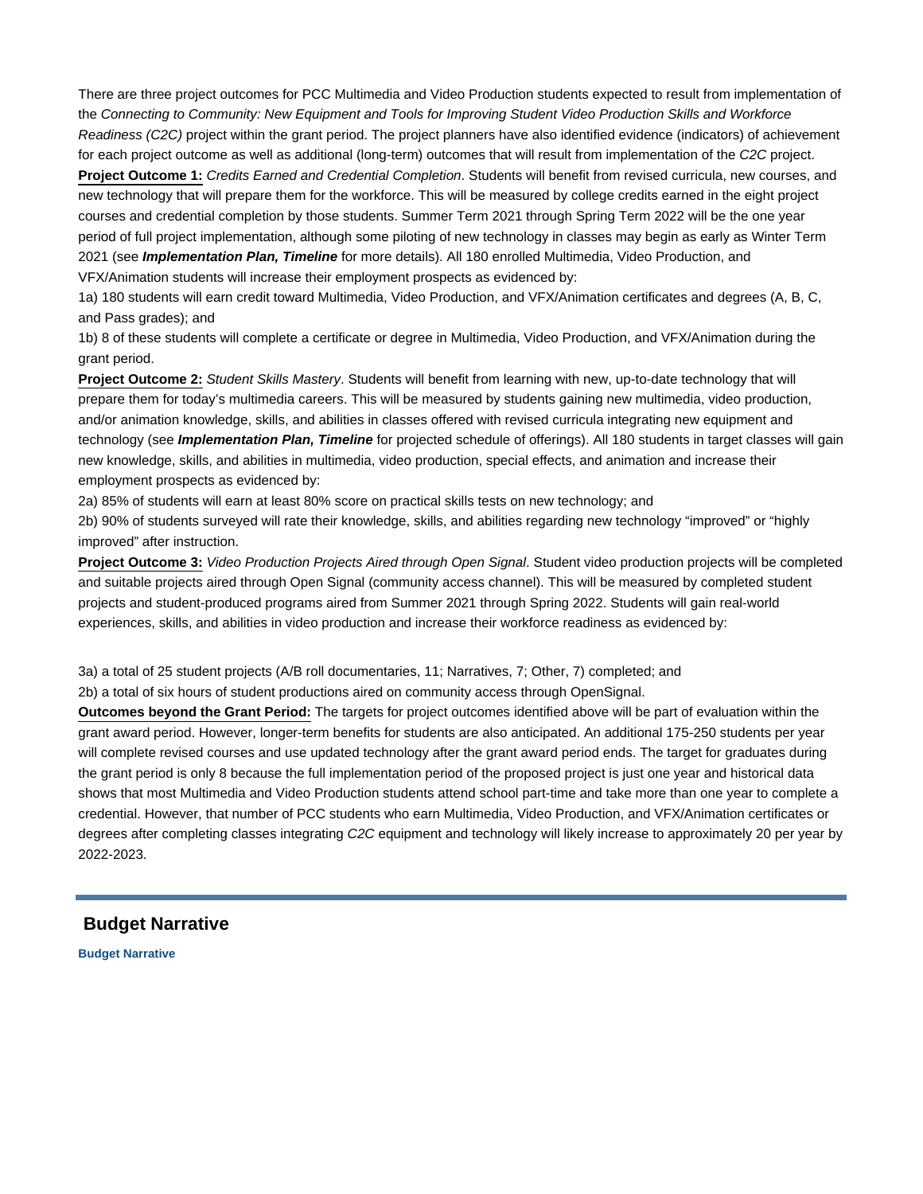There are three project outcomes for PCC Multimedia and Video Production students expected to result from implementation of the *Connecting to Community: New Equipment and Tools for Improving Student Video Production Skills and Workforce Readiness (C2C)* project within the grant period. The project planners have also identified evidence (indicators) of achievement for each project outcome as well as additional (long-term) outcomes that will result from implementation of the *C2C* project.

**Project Outcome 1:** *Credits Earned and Credential Completion*. Students will benefit from revised curricula, new courses, and new technology that will prepare them for the workforce. This will be measured by college credits earned in the eight project courses and credential completion by those students. Summer Term 2021 through Spring Term 2022 will be the one year period of full project implementation, although some piloting of new technology in classes may begin as early as Winter Term 2021 (see ***Implementation Plan, Timeline*** for more details). All 180 enrolled Multimedia, Video Production, and VFX/Animation students will increase their employment prospects as evidenced by:

1a) 180 students will earn credit toward Multimedia, Video Production, and VFX/Animation certificates and degrees (A, B, C, and Pass grades); and

1b) 8 of these students will complete a certificate or degree in Multimedia, Video Production, and VFX/Animation during the grant period.

**Project Outcome 2:** *Student Skills Mastery*. Students will benefit from learning with new, up-to-date technology that will prepare them for today's multimedia careers. This will be measured by students gaining new multimedia, video production, and/or animation knowledge, skills, and abilities in classes offered with revised curricula integrating new equipment and technology (see ***Implementation Plan, Timeline*** for projected schedule of offerings). All 180 students in target classes will gain new knowledge, skills, and abilities in multimedia, video production, special effects, and animation and increase their employment prospects as evidenced by:

2a) 85% of students will earn at least 80% score on practical skills tests on new technology; and

2b) 90% of students surveyed will rate their knowledge, skills, and abilities regarding new technology "improved" or "highly improved" after instruction.

**Project Outcome 3:** *Video Production Projects Aired through Open Signal*. Student video production projects will be completed and suitable projects aired through Open Signal (community access channel). This will be measured by completed student projects and student-produced programs aired from Summer 2021 through Spring 2022. Students will gain real-world experiences, skills, and abilities in video production and increase their workforce readiness as evidenced by:

3a) a total of 25 student projects (A/B roll documentaries, 11; Narratives, 7; Other, 7) completed; and

2b) a total of six hours of student productions aired on community access through OpenSignal.

**Outcomes beyond the Grant Period:** The targets for project outcomes identified above will be part of evaluation within the grant award period. However, longer-term benefits for students are also anticipated. An additional 175-250 students per year will complete revised courses and use updated technology after the grant award period ends. The target for graduates during the grant period is only 8 because the full implementation period of the proposed project is just one year and historical data shows that most Multimedia and Video Production students attend school part-time and take more than one year to complete a credential. However, that number of PCC students who earn Multimedia, Video Production, and VFX/Animation certificates or degrees after completing classes integrating *C2C* equipment and technology will likely increase to approximately 20 per year by 2022-2023.

## Budget Narrative

**Budget Narrative**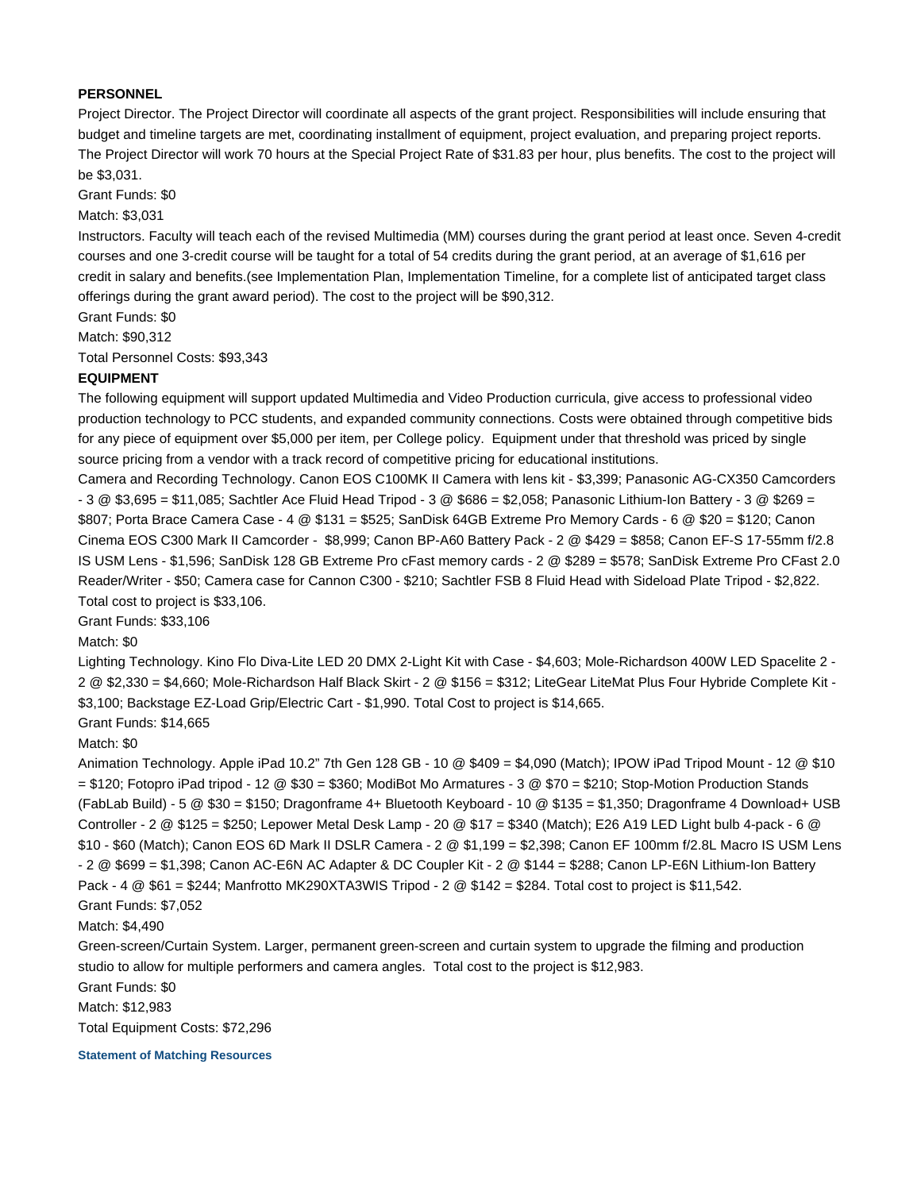**PERSONNEL**

Project Director. The Project Director will coordinate all aspects of the grant project. Responsibilities will include ensuring that budget and timeline targets are met, coordinating installment of equipment, project evaluation, and preparing project reports. The Project Director will work 70 hours at the Special Project Rate of $31.83 per hour, plus benefits. The cost to the project will be $3,031.

Grant Funds: $0

Match: $3,031

Instructors. Faculty will teach each of the revised Multimedia (MM) courses during the grant period at least once. Seven 4-credit courses and one 3-credit course will be taught for a total of 54 credits during the grant period, at an average of $1,616 per credit in salary and benefits.(see Implementation Plan, Implementation Timeline, for a complete list of anticipated target class offerings during the grant award period). The cost to the project will be $90,312.

Grant Funds: $0

Match: $90,312

Total Personnel Costs: $93,343

**EQUIPMENT**

The following equipment will support updated Multimedia and Video Production curricula, give access to professional video production technology to PCC students, and expanded community connections. Costs were obtained through competitive bids for any piece of equipment over $5,000 per item, per College policy. Equipment under that threshold was priced by single source pricing from a vendor with a track record of competitive pricing for educational institutions.

Camera and Recording Technology. Canon EOS C100MK II Camera with lens kit - $3,399; Panasonic AG-CX350 Camcorders - 3 @ $3,695 = $11,085; Sachtler Ace Fluid Head Tripod - 3 @ $686 = $2,058; Panasonic Lithium-Ion Battery - 3 @ $269 = $807; Porta Brace Camera Case - 4 @ $131 = $525; SanDisk 64GB Extreme Pro Memory Cards - 6 @ $20 = $120; Canon Cinema EOS C300 Mark II Camcorder - $8,999; Canon BP-A60 Battery Pack - 2 @ $429 = $858; Canon EF-S 17-55mm f/2.8 IS USM Lens - $1,596; SanDisk 128 GB Extreme Pro cFast memory cards - 2 @ $289 = $578; SanDisk Extreme Pro CFast 2.0 Reader/Writer - $50; Camera case for Cannon C300 - $210; Sachtler FSB 8 Fluid Head with Sideload Plate Tripod - $2,822. Total cost to project is $33,106.

Grant Funds: $33,106

Match: $0

Lighting Technology. Kino Flo Diva-Lite LED 20 DMX 2-Light Kit with Case - $4,603; Mole-Richardson 400W LED Spacelite 2 - 2 @ $2,330 = $4,660; Mole-Richardson Half Black Skirt - 2 @ $156 = $312; LiteGear LiteMat Plus Four Hybride Complete Kit - $3,100; Backstage EZ-Load Grip/Electric Cart - $1,990. Total Cost to project is $14,665.

Grant Funds: $14,665

Match: $0

Animation Technology. Apple iPad 10.2" 7th Gen 128 GB - 10 @ $409 = $4,090 (Match); IPOW iPad Tripod Mount - 12 @ $10 = $120; Fotopro iPad tripod - 12 @ $30 = $360; ModiBot Mo Armatures - 3 @ $70 = $210; Stop-Motion Production Stands (FabLab Build) - 5 @ $30 = $150; Dragonframe 4+ Bluetooth Keyboard - 10 @ $135 = $1,350; Dragonframe 4 Download+ USB Controller - 2 @ $125 = $250; Lepower Metal Desk Lamp - 20 @ $17 = $340 (Match); E26 A19 LED Light bulb 4-pack - 6 @ $10 - $60 (Match); Canon EOS 6D Mark II DSLR Camera - 2 @ $1,199 = $2,398; Canon EF 100mm f/2.8L Macro IS USM Lens - 2 @ $699 = $1,398; Canon AC-E6N AC Adapter & DC Coupler Kit - 2 @ $144 = $288; Canon LP-E6N Lithium-Ion Battery Pack - 4 @ $61 = $244; Manfrotto MK290XTA3WIS Tripod - 2 @ $142 = $284. Total cost to project is $11,542.

Grant Funds: $7,052

Match: $4,490

Green-screen/Curtain System. Larger, permanent green-screen and curtain system to upgrade the filming and production studio to allow for multiple performers and camera angles. Total cost to the project is $12,983.

Grant Funds: $0

Match: $12,983

Total Equipment Costs: $72,296

**Statement of Matching Resources**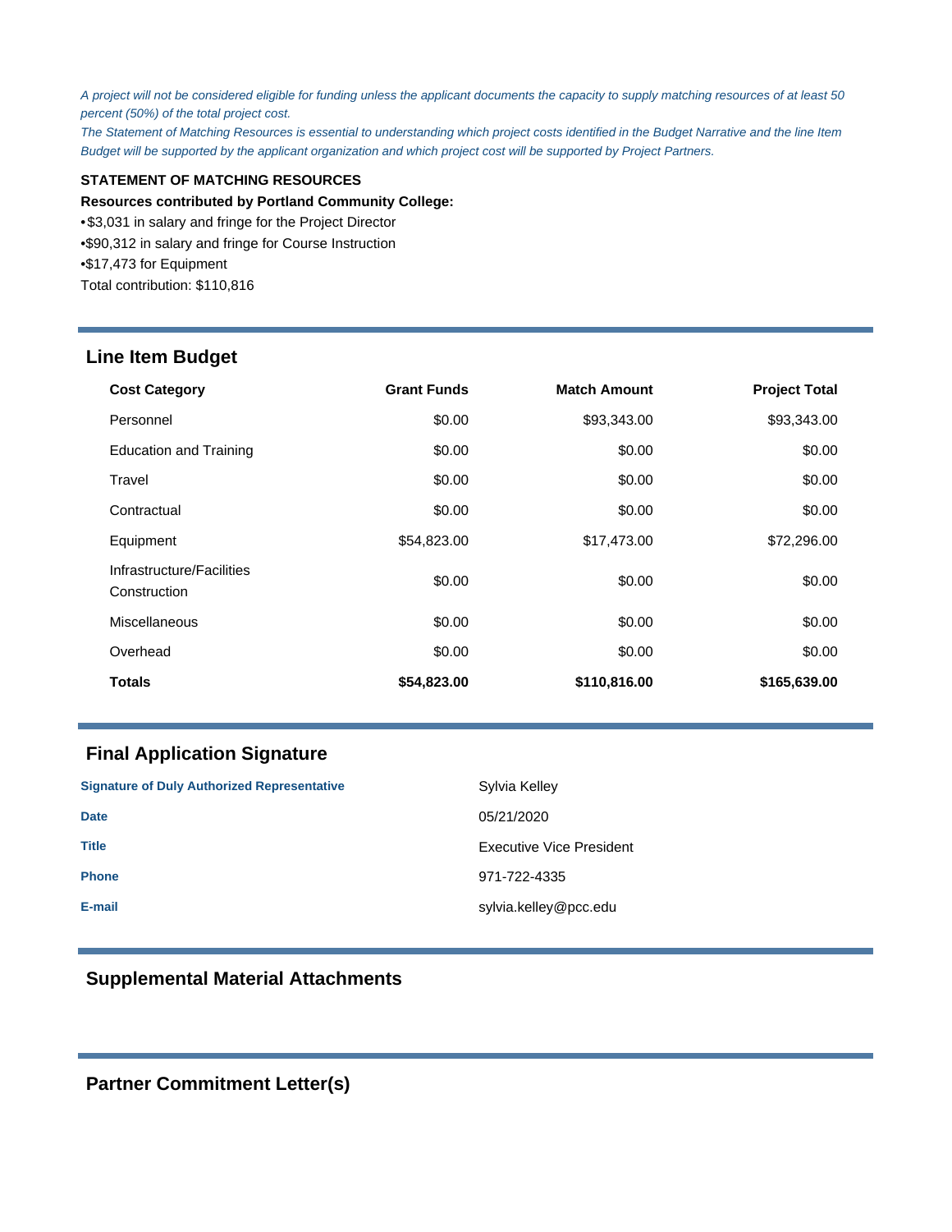*A project will not be considered eligible for funding unless the applicant documents the capacity to supply matching resources of at least 50 percent (50%) of the total project cost.*

*The Statement of Matching Resources is essential to understanding which project costs identified in the Budget Narrative and the line Item Budget will be supported by the applicant organization and which project cost will be supported by Project Partners.*

**STATEMENT OF MATCHING RESOURCES**

**Resources contributed by Portland Community College:**

•$3,031 in salary and fringe for the Project Director
•$90,312 in salary and fringe for Course Instruction
•$17,473 for Equipment
Total contribution: $110,816

## Line Item Budget

| Cost Category | Grant Funds | Match Amount | Project Total |
|---|---|---|---|
| Personnel | $0.00 | $93,343.00 | $93,343.00 |
| Education and Training | $0.00 | $0.00 | $0.00 |
| Travel | $0.00 | $0.00 | $0.00 |
| Contractual | $0.00 | $0.00 | $0.00 |
| Equipment | $54,823.00 | $17,473.00 | $72,296.00 |
| Infrastructure/Facilities Construction | $0.00 | $0.00 | $0.00 |
| Miscellaneous | $0.00 | $0.00 | $0.00 |
| Overhead | $0.00 | $0.00 | $0.00 |
| **Totals** | **$54,823.00** | **$110,816.00** | **$165,639.00** |

## Final Application Signature

| | |
|---|---|
| **Signature of Duly Authorized Representative** | Sylvia Kelley |
| **Date** | 05/21/2020 |
| **Title** | Executive Vice President |
| **Phone** | 971-722-4335 |
| **E-mail** | sylvia.kelley@pcc.edu |

## Supplemental Material Attachments

## Partner Commitment Letter(s)